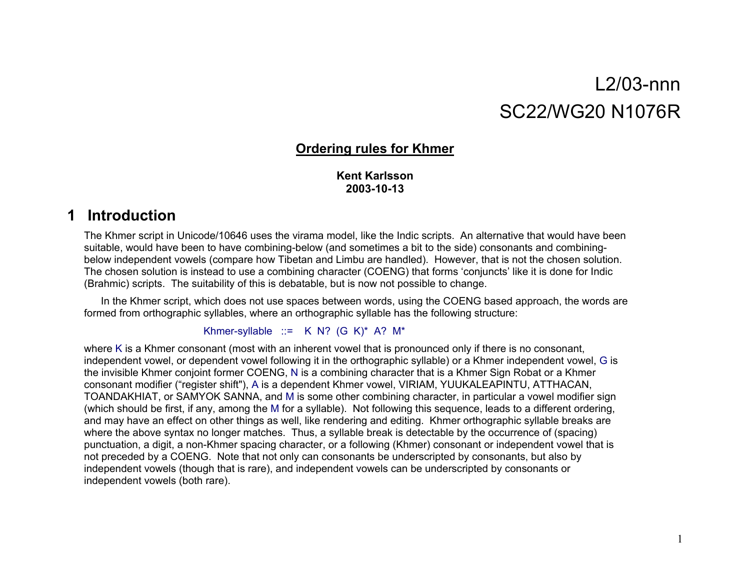L2/03-nnn

SC22/WG20 N1076R

# Ordering rules for Khmer

**Kent Karlsson**
**2003-10-13**

## 1 Introduction

The Khmer script in Unicode/10646 uses the virama model, like the Indic scripts. An alternative that would have been suitable, would have been to have combining-below (and sometimes a bit to the side) consonants and combining-below independent vowels (compare how Tibetan and Limbu are handled). However, that is not the chosen solution. The chosen solution is instead to use a combining character (COENG) that forms 'conjuncts' like it is done for Indic (Brahmic) scripts. The suitability of this is debatable, but is now not possible to change.

In the Khmer script, which does not use spaces between words, using the COENG based approach, the words are formed from orthographic syllables, where an orthographic syllable has the following structure:

Khmer-syllable ::= K N? (G K)* A? M*

where K is a Khmer consonant (most with an inherent vowel that is pronounced only if there is no consonant, independent vowel, or dependent vowel following it in the orthographic syllable) or a Khmer independent vowel, G is the invisible Khmer conjoint former COENG, N is a combining character that is a Khmer Sign Robat or a Khmer consonant modifier ("register shift"), A is a dependent Khmer vowel, VIRIAM, YUUKALEAPINTU, ATTHACAN, TOANDAKHIAT, or SAMYOK SANNA, and M is some other combining character, in particular a vowel modifier sign (which should be first, if any, among the M for a syllable). Not following this sequence, leads to a different ordering, and may have an effect on other things as well, like rendering and editing. Khmer orthographic syllable breaks are where the above syntax no longer matches. Thus, a syllable break is detectable by the occurrence of (spacing) punctuation, a digit, a non-Khmer spacing character, or a following (Khmer) consonant or independent vowel that is not preceded by a COENG. Note that not only can consonants be underscripted by consonants, but also by independent vowels (though that is rare), and independent vowels can be underscripted by consonants or independent vowels (both rare).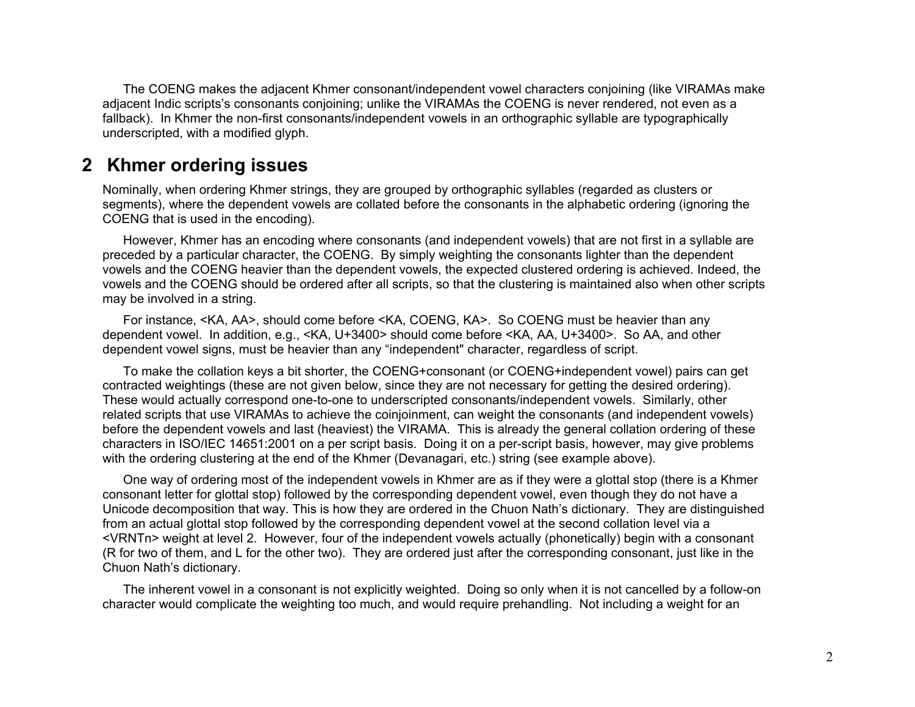The COENG makes the adjacent Khmer consonant/independent vowel characters conjoining (like VIRAMAs make adjacent Indic scripts's consonants conjoining; unlike the VIRAMAs the COENG is never rendered, not even as a fallback). In Khmer the non-first consonants/independent vowels in an orthographic syllable are typographically underscripted, with a modified glyph.

## 2 Khmer ordering issues

Nominally, when ordering Khmer strings, they are grouped by orthographic syllables (regarded as clusters or segments), where the dependent vowels are collated before the consonants in the alphabetic ordering (ignoring the COENG that is used in the encoding).

However, Khmer has an encoding where consonants (and independent vowels) that are not first in a syllable are preceded by a particular character, the COENG. By simply weighting the consonants lighter than the dependent vowels and the COENG heavier than the dependent vowels, the expected clustered ordering is achieved. Indeed, the vowels and the COENG should be ordered after all scripts, so that the clustering is maintained also when other scripts may be involved in a string.

For instance, <KA, AA>, should come before <KA, COENG, KA>. So COENG must be heavier than any dependent vowel. In addition, e.g., <KA, U+3400> should come before <KA, AA, U+3400>. So AA, and other dependent vowel signs, must be heavier than any "independent" character, regardless of script.

To make the collation keys a bit shorter, the COENG+consonant (or COENG+independent vowel) pairs can get contracted weightings (these are not given below, since they are not necessary for getting the desired ordering). These would actually correspond one-to-one to underscripted consonants/independent vowels. Similarly, other related scripts that use VIRAMAs to achieve the coinjoinment, can weight the consonants (and independent vowels) before the dependent vowels and last (heaviest) the VIRAMA. This is already the general collation ordering of these characters in ISO/IEC 14651:2001 on a per script basis. Doing it on a per-script basis, however, may give problems with the ordering clustering at the end of the Khmer (Devanagari, etc.) string (see example above).

One way of ordering most of the independent vowels in Khmer are as if they were a glottal stop (there is a Khmer consonant letter for glottal stop) followed by the corresponding dependent vowel, even though they do not have a Unicode decomposition that way. This is how they are ordered in the Chuon Nath's dictionary. They are distinguished from an actual glottal stop followed by the corresponding dependent vowel at the second collation level via a <VRNTn> weight at level 2. However, four of the independent vowels actually (phonetically) begin with a consonant (R for two of them, and L for the other two). They are ordered just after the corresponding consonant, just like in the Chuon Nath's dictionary.

The inherent vowel in a consonant is not explicitly weighted. Doing so only when it is not cancelled by a follow-on character would complicate the weighting too much, and would require prehandling. Not including a weight for an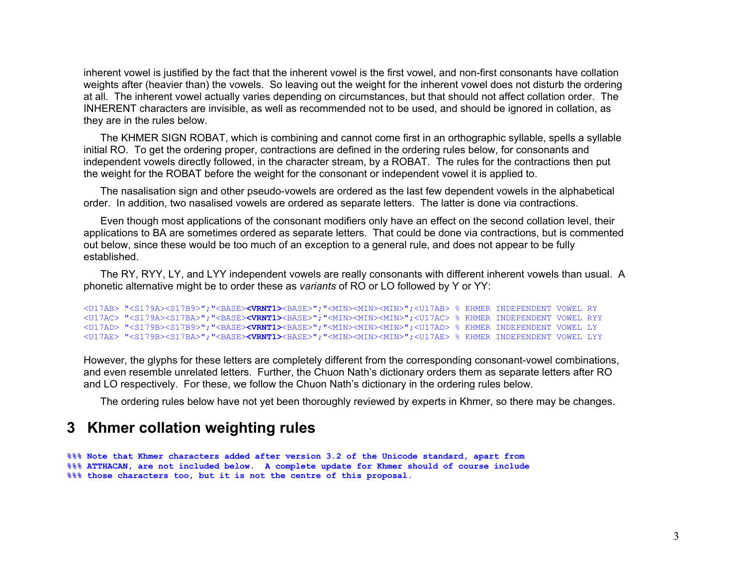inherent vowel is justified by the fact that the inherent vowel is the first vowel, and non-first consonants have collation weights after (heavier than) the vowels. So leaving out the weight for the inherent vowel does not disturb the ordering at all. The inherent vowel actually varies depending on circumstances, but that should not affect collation order. The INHERENT characters are invisible, as well as recommended not to be used, and should be ignored in collation, as they are in the rules below.

The KHMER SIGN ROBAT, which is combining and cannot come first in an orthographic syllable, spells a syllable initial RO. To get the ordering proper, contractions are defined in the ordering rules below, for consonants and independent vowels directly followed, in the character stream, by a ROBAT. The rules for the contractions then put the weight for the ROBAT before the weight for the consonant or independent vowel it is applied to.

The nasalisation sign and other pseudo-vowels are ordered as the last few dependent vowels in the alphabetical order. In addition, two nasalised vowels are ordered as separate letters. The latter is done via contractions.

Even though most applications of the consonant modifiers only have an effect on the second collation level, their applications to BA are sometimes ordered as separate letters. That could be done via contractions, but is commented out below, since these would be too much of an exception to a general rule, and does not appear to be fully established.

The RY, RYY, LY, and LYY independent vowels are really consonants with different inherent vowels than usual. A phonetic alternative might be to order these as *variants* of RO or LO followed by Y or YY:

```
<U17AB> "<S179A><S17B9>";"<BASE><VRNT1><BASE>";"<MIN><MIN><MIN>";<U17AB> % KHMER INDEPENDENT VOWEL RY
<U17AC> "<S179A><S17BA>";"<BASE><VRNT1><BASE>";"<MIN><MIN><MIN>";<U17AC> % KHMER INDEPENDENT VOWEL RYY
<U17AD> "<S179B><S17B9>";"<BASE><VRNT1><BASE>";"<MIN><MIN><MIN>";<U17AD> % KHMER INDEPENDENT VOWEL LY
<U17AE> "<S179B><S17BA>";"<BASE><VRNT1><BASE>";"<MIN><MIN><MIN>";<U17AE> % KHMER INDEPENDENT VOWEL LYY
```

However, the glyphs for these letters are completely different from the corresponding consonant-vowel combinations, and even resemble unrelated letters. Further, the Chuon Nath's dictionary orders them as separate letters after RO and LO respectively. For these, we follow the Chuon Nath's dictionary in the ordering rules below.

The ordering rules below have not yet been thoroughly reviewed by experts in Khmer, so there may be changes.

# 3 Khmer collation weighting rules

```
%%% Note that Khmer characters added after version 3.2 of the Unicode standard, apart from
%%% ATTHACAN, are not included below.  A complete update for Khmer should of course include
%%% those characters too, but it is not the centre of this proposal.
```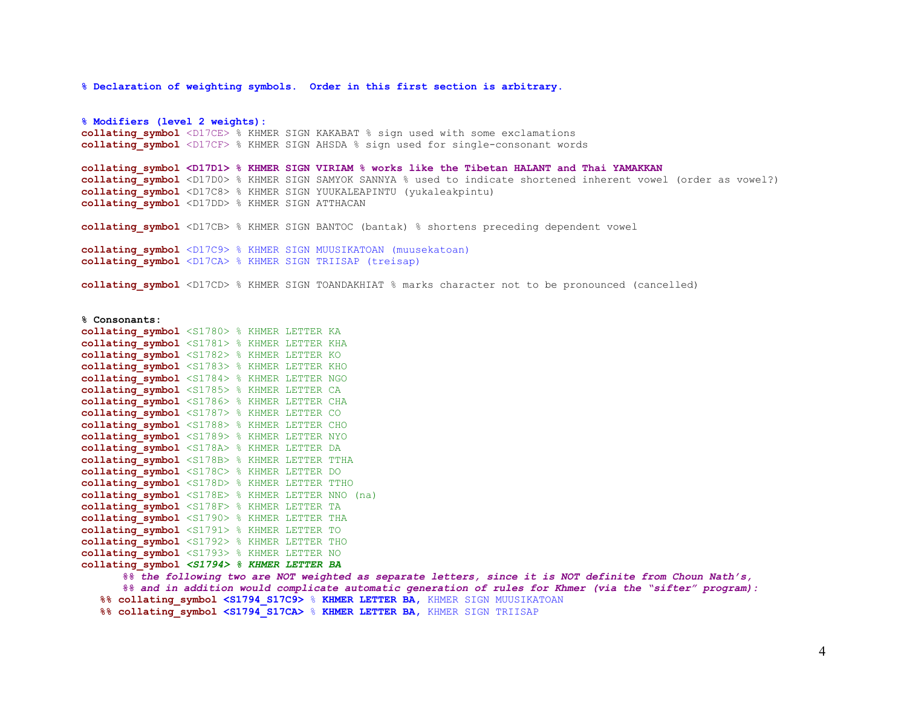```
% Declaration of weighting symbols.  Order in this first section is arbitrary.


% Modifiers (level 2 weights):
collating_symbol <D17CE> % KHMER SIGN KAKABAT % sign used with some exclamations
collating_symbol <D17CF> % KHMER SIGN AHSDA % sign used for single-consonant words

collating_symbol <D17D1> % KHMER SIGN VIRIAM % works like the Tibetan HALANT and Thai YAMAKKAN
collating_symbol <D17D0> % KHMER SIGN SAMYOK SANNYA % used to indicate shortened inherent vowel (order as vowel?)
collating_symbol <D17C8> % KHMER SIGN YUUKALEAPINTU (yukaleakpintu)
collating_symbol <D17DD> % KHMER SIGN ATTHACAN

collating_symbol <D17CB> % KHMER SIGN BANTOC (bantak) % shortens preceding dependent vowel

collating_symbol <D17C9> % KHMER SIGN MUUSIKATOAN (muusekatoan)
collating_symbol <D17CA> % KHMER SIGN TRIISAP (treisap)

collating_symbol <D17CD> % KHMER SIGN TOANDAKHIAT % marks character not to be pronounced (cancelled)


% Consonants:
collating_symbol <S1780> % KHMER LETTER KA
collating_symbol <S1781> % KHMER LETTER KHA
collating_symbol <S1782> % KHMER LETTER KO
collating_symbol <S1783> % KHMER LETTER KHO
collating_symbol <S1784> % KHMER LETTER NGO
collating_symbol <S1785> % KHMER LETTER CA
collating_symbol <S1786> % KHMER LETTER CHA
collating_symbol <S1787> % KHMER LETTER CO
collating_symbol <S1788> % KHMER LETTER CHO
collating_symbol <S1789> % KHMER LETTER NYO
collating_symbol <S178A> % KHMER LETTER DA
collating_symbol <S178B> % KHMER LETTER TTHA
collating_symbol <S178C> % KHMER LETTER DO
collating_symbol <S178D> % KHMER LETTER TTHO
collating_symbol <S178E> % KHMER LETTER NNO (na)
collating_symbol <S178F> % KHMER LETTER TA
collating_symbol <S1790> % KHMER LETTER THA
collating_symbol <S1791> % KHMER LETTER TO
collating_symbol <S1792> % KHMER LETTER THO
collating_symbol <S1793> % KHMER LETTER NO
collating_symbol <S1794> % KHMER LETTER BA
      %% the following two are NOT weighted as separate letters, since it is NOT definite from Choun Nath's,
      %% and in addition would complicate automatic generation of rules for Khmer (via the "sifter" program):
   %% collating_symbol <S1794_S17C9> % KHMER LETTER BA, KHMER SIGN MUUSIKATOAN
   %% collating_symbol <S1794_S17CA> % KHMER LETTER BA, KHMER SIGN TRIISAP
```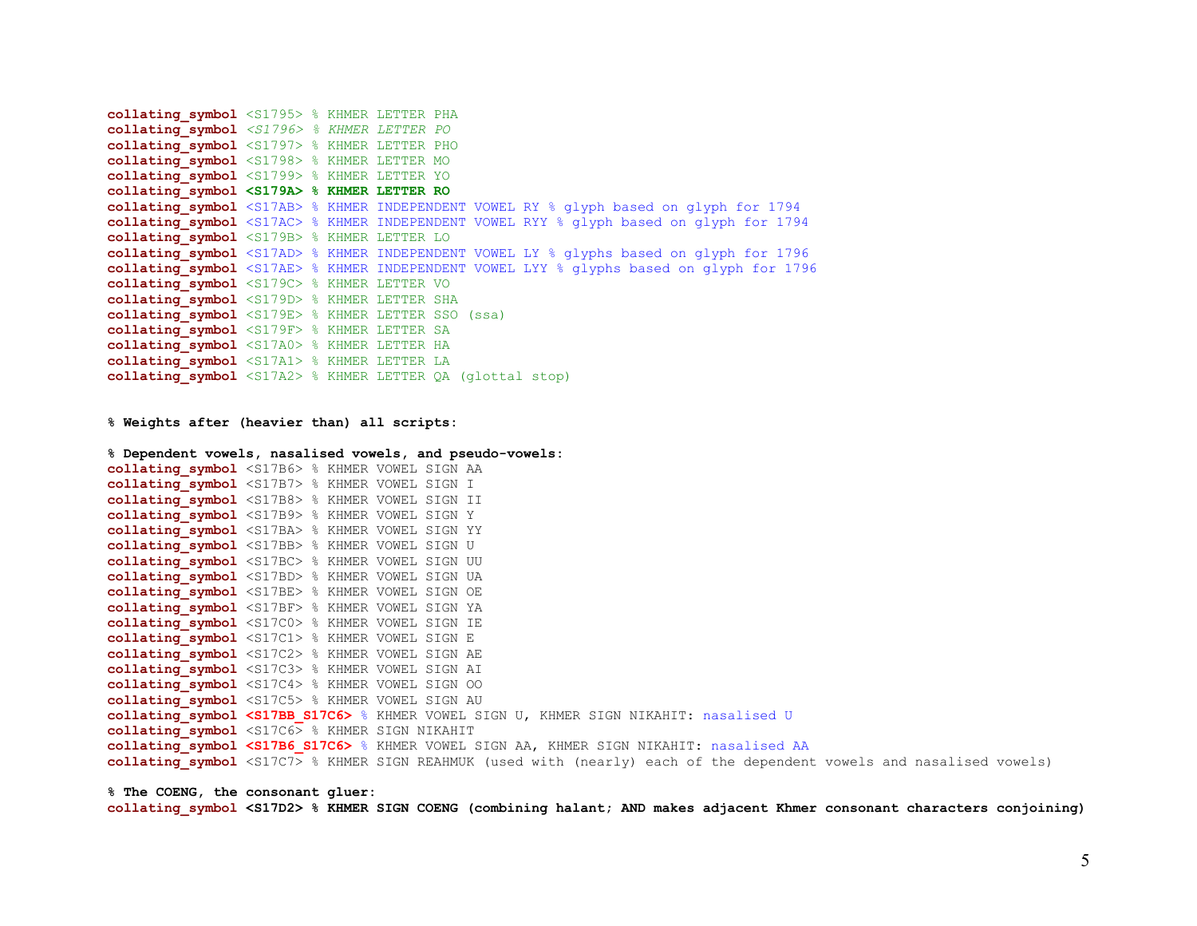```
collating_symbol <S1795> % KHMER LETTER PHA
collating_symbol <S1796> % KHMER LETTER PO
collating_symbol <S1797> % KHMER LETTER PHO
collating_symbol <S1798> % KHMER LETTER MO
collating_symbol <S1799> % KHMER LETTER YO
collating_symbol <S179A> % KHMER LETTER RO
collating_symbol <S17AB> % KHMER INDEPENDENT VOWEL RY % glyph based on glyph for 1794
collating_symbol <S17AC> % KHMER INDEPENDENT VOWEL RYY % glyph based on glyph for 1794
collating_symbol <S179B> % KHMER LETTER LO
collating_symbol <S17AD> % KHMER INDEPENDENT VOWEL LY % glyphs based on glyph for 1796
collating_symbol <S17AE> % KHMER INDEPENDENT VOWEL LYY % glyphs based on glyph for 1796
collating_symbol <S179C> % KHMER LETTER VO
collating_symbol <S179D> % KHMER LETTER SHA
collating_symbol <S179E> % KHMER LETTER SSO (ssa)
collating_symbol <S179F> % KHMER LETTER SA
collating_symbol <S17A0> % KHMER LETTER HA
collating_symbol <S17A1> % KHMER LETTER LA
collating_symbol <S17A2> % KHMER LETTER QA (glottal stop)


% Weights after (heavier than) all scripts:

% Dependent vowels, nasalised vowels, and pseudo-vowels:
collating_symbol <S17B6> % KHMER VOWEL SIGN AA
collating_symbol <S17B7> % KHMER VOWEL SIGN I
collating_symbol <S17B8> % KHMER VOWEL SIGN II
collating_symbol <S17B9> % KHMER VOWEL SIGN Y
collating_symbol <S17BA> % KHMER VOWEL SIGN YY
collating_symbol <S17BB> % KHMER VOWEL SIGN U
collating_symbol <S17BC> % KHMER VOWEL SIGN UU
collating_symbol <S17BD> % KHMER VOWEL SIGN UA
collating_symbol <S17BE> % KHMER VOWEL SIGN OE
collating_symbol <S17BF> % KHMER VOWEL SIGN YA
collating_symbol <S17C0> % KHMER VOWEL SIGN IE
collating_symbol <S17C1> % KHMER VOWEL SIGN E
collating_symbol <S17C2> % KHMER VOWEL SIGN AE
collating_symbol <S17C3> % KHMER VOWEL SIGN AI
collating_symbol <S17C4> % KHMER VOWEL SIGN OO
collating_symbol <S17C5> % KHMER VOWEL SIGN AU
collating_symbol <S17BB_S17C6> % KHMER VOWEL SIGN U, KHMER SIGN NIKAHIT: nasalised U
collating_symbol <S17C6> % KHMER SIGN NIKAHIT
collating_symbol <S17B6_S17C6> % KHMER VOWEL SIGN AA, KHMER SIGN NIKAHIT: nasalised AA
collating_symbol <S17C7> % KHMER SIGN REAHMUK (used with (nearly) each of the dependent vowels and nasalised vowels)

% The COENG, the consonant gluer:
collating_symbol <S17D2> % KHMER SIGN COENG (combining halant; AND makes adjacent Khmer consonant characters conjoining)
```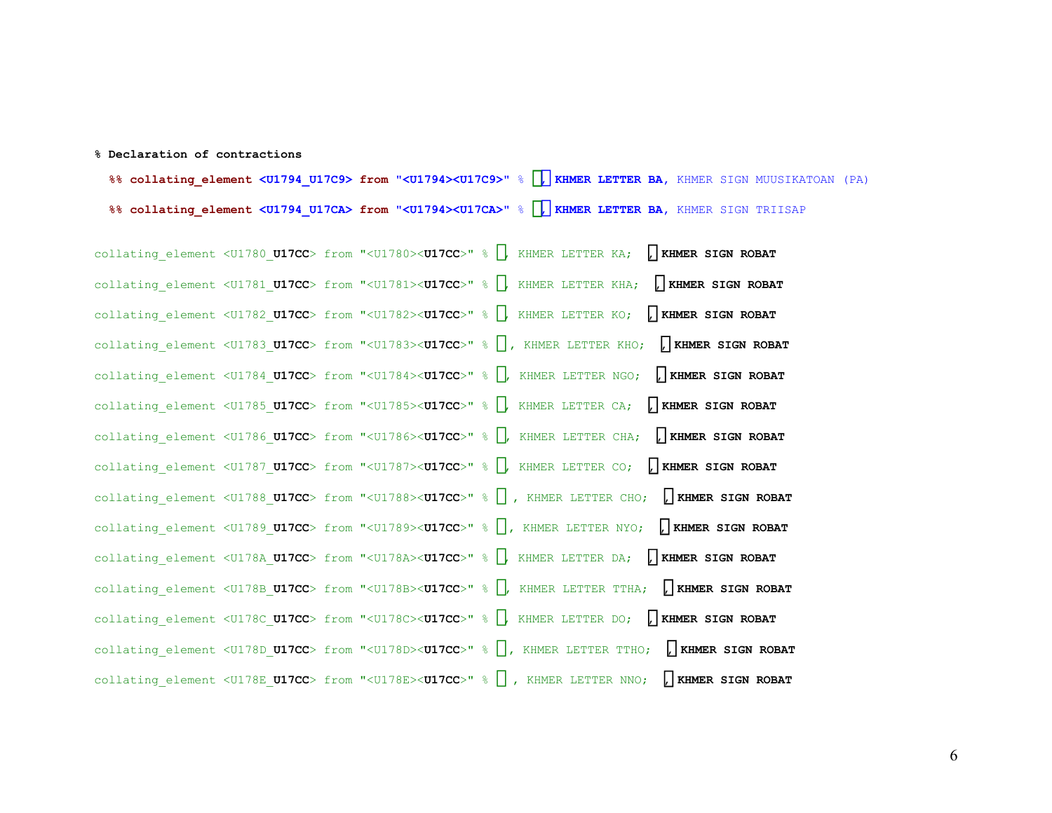```
% Declaration of contractions

  %% collating_element <U1794_U17C9> from "<U1794><U17C9>" % □□ KHMER LETTER BA, KHMER SIGN MUUSIKATOAN (PA)

  %% collating_element <U1794_U17CA> from "<U1794><U17CA>" % □□ KHMER LETTER BA, KHMER SIGN TRIISAP

collating_element <U1780_U17CC> from "<U1780><U17CC>" % □, KHMER LETTER KA;  □ KHMER SIGN ROBAT

collating_element <U1781_U17CC> from "<U1781><U17CC>" % □, KHMER LETTER KHA;  □ KHMER SIGN ROBAT

collating_element <U1782_U17CC> from "<U1782><U17CC>" % □, KHMER LETTER KO;  □ KHMER SIGN ROBAT

collating_element <U1783_U17CC> from "<U1783><U17CC>" % □, KHMER LETTER KHO;  □ KHMER SIGN ROBAT

collating_element <U1784_U17CC> from "<U1784><U17CC>" % □, KHMER LETTER NGO;  □ KHMER SIGN ROBAT

collating_element <U1785_U17CC> from "<U1785><U17CC>" % □, KHMER LETTER CA;  □ KHMER SIGN ROBAT

collating_element <U1786_U17CC> from "<U1786><U17CC>" % □, KHMER LETTER CHA;  □ KHMER SIGN ROBAT

collating_element <U1787_U17CC> from "<U1787><U17CC>" % □, KHMER LETTER CO;  □ KHMER SIGN ROBAT

collating_element <U1788_U17CC> from "<U1788><U17CC>" % □ , KHMER LETTER CHO;  □ KHMER SIGN ROBAT

collating_element <U1789_U17CC> from "<U1789><U17CC>" % □, KHMER LETTER NYO;  □ KHMER SIGN ROBAT

collating_element <U178A_U17CC> from "<U178A><U17CC>" % □, KHMER LETTER DA;  □ KHMER SIGN ROBAT

collating_element <U178B_U17CC> from "<U178B><U17CC>" % □, KHMER LETTER TTHA;  □ KHMER SIGN ROBAT

collating_element <U178C_U17CC> from "<U178C><U17CC>" % □, KHMER LETTER DO;  □ KHMER SIGN ROBAT

collating_element <U178D_U17CC> from "<U178D><U17CC>" % □, KHMER LETTER TTHO;  □ KHMER SIGN ROBAT

collating_element <U178E_U17CC> from "<U178E><U17CC>" % □ , KHMER LETTER NNO;  □ KHMER SIGN ROBAT
```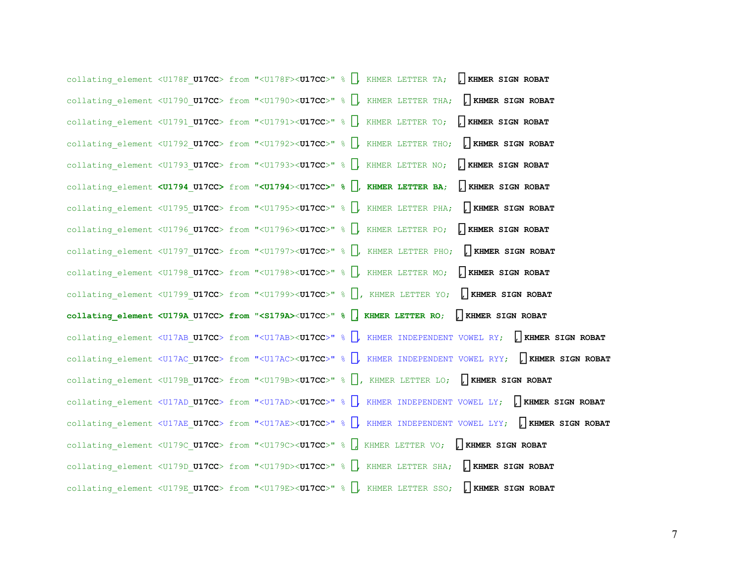```
collating_element <U178F_U17CC> from "<U178F><U17CC>" % ត៌ KHMER LETTER TA; ៌ KHMER SIGN ROBAT
collating_element <U1790_U17CC> from "<U1790><U17CC>" % ថ៌ KHMER LETTER THA; ៌ KHMER SIGN ROBAT
collating_element <U1791_U17CC> from "<U1791><U17CC>" % ទ៌ KHMER LETTER TO; ៌ KHMER SIGN ROBAT
collating_element <U1792_U17CC> from "<U1792><U17CC>" % ធ៌ KHMER LETTER THO; ៌ KHMER SIGN ROBAT
collating_element <U1793_U17CC> from "<U1793><U17CC>" % ន៌ KHMER LETTER NO; ៌ KHMER SIGN ROBAT
collating_element <U1794_U17CC> from "<U1794><U17CC>" % ប៌ KHMER LETTER BA; ៌ KHMER SIGN ROBAT
collating_element <U1795_U17CC> from "<U1795><U17CC>" % ផ៌ KHMER LETTER PHA; ៌ KHMER SIGN ROBAT
collating_element <U1796_U17CC> from "<U1796><U17CC>" % ព៌ KHMER LETTER PO; ៌ KHMER SIGN ROBAT
collating_element <U1797_U17CC> from "<U1797><U17CC>" % ភ៌ KHMER LETTER PHO; ៌ KHMER SIGN ROBAT
collating_element <U1798_U17CC> from "<U1798><U17CC>" % ម៌ KHMER LETTER MO; ៌ KHMER SIGN ROBAT
collating_element <U1799_U17CC> from "<U1799><U17CC>" % យ៌, KHMER LETTER YO; ៌ KHMER SIGN ROBAT
collating_element <U179A_U17CC> from "<S179A><U17CC>" % រ៌ KHMER LETTER RO; ៌ KHMER SIGN ROBAT
collating_element <U17AB_U17CC> from "<U17AB><U17CC>" % ឫ៌ KHMER INDEPENDENT VOWEL RY; ៌ KHMER SIGN ROBAT
collating_element <U17AC_U17CC> from "<U17AC><U17CC>" % ឬ៌ KHMER INDEPENDENT VOWEL RYY; ៌ KHMER SIGN ROBAT
collating_element <U179B_U17CC> from "<U179B><U17CC>" % ល៌, KHMER LETTER LO; ៌ KHMER SIGN ROBAT
collating_element <U17AD_U17CC> from "<U17AD><U17CC>" % ឭ៌ KHMER INDEPENDENT VOWEL LY; ៌ KHMER SIGN ROBAT
collating_element <U17AE_U17CC> from "<U17AE><U17CC>" % ឮ៌ KHMER INDEPENDENT VOWEL LYY; ៌ KHMER SIGN ROBAT
collating_element <U179C_U17CC> from "<U179C><U17CC>" % វ៌ KHMER LETTER VO; ៌ KHMER SIGN ROBAT
collating_element <U179D_U17CC> from "<U179D><U17CC>" % ឝ៌ KHMER LETTER SHA; ៌ KHMER SIGN ROBAT
collating_element <U179E_U17CC> from "<U179E><U17CC>" % ឞ៌ KHMER LETTER SSO; ៌ KHMER SIGN ROBAT
```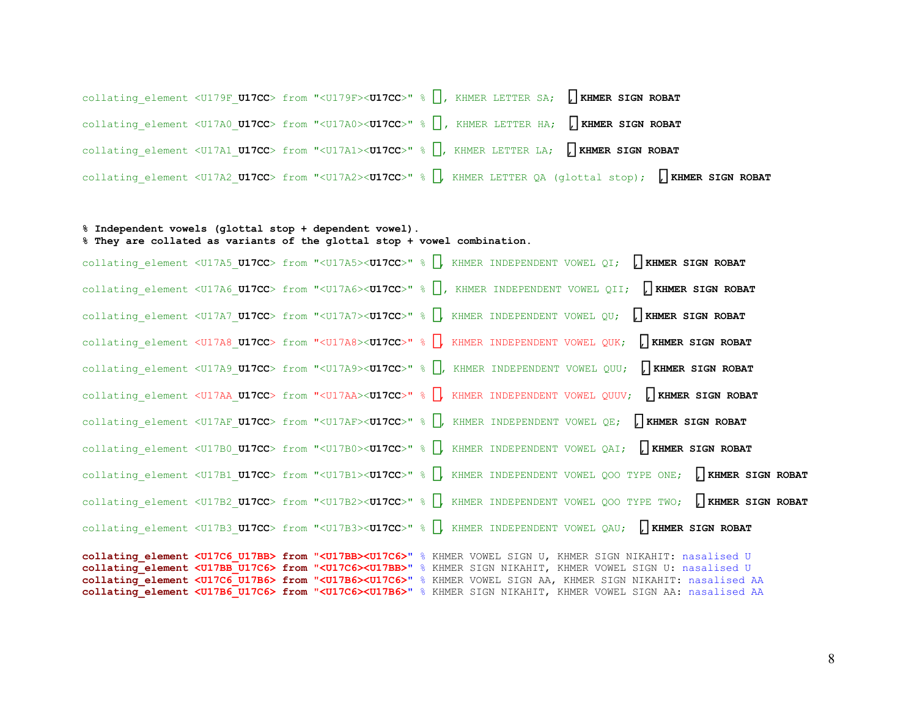```
collating_element <U179F_U17CC> from "<U179F><U17CC>" % ᛫, KHMER LETTER SA;  ᛫ KHMER SIGN ROBAT

collating_element <U17A0_U17CC> from "<U17A0><U17CC>" % ᛫, KHMER LETTER HA;  ᛫ KHMER SIGN ROBAT

collating_element <U17A1_U17CC> from "<U17A1><U17CC>" % ᛫, KHMER LETTER LA;  ᛫ KHMER SIGN ROBAT

collating_element <U17A2_U17CC> from "<U17A2><U17CC>" % ᛫, KHMER LETTER QA (glottal stop);  ᛫ KHMER SIGN ROBAT


% Independent vowels (glottal stop + dependent vowel).
% They are collated as variants of the glottal stop + vowel combination.

collating_element <U17A5_U17CC> from "<U17A5><U17CC>" % ᛫, KHMER INDEPENDENT VOWEL QI;  ᛫ KHMER SIGN ROBAT

collating_element <U17A6_U17CC> from "<U17A6><U17CC>" % ᛫, KHMER INDEPENDENT VOWEL QII;  ᛫ KHMER SIGN ROBAT

collating_element <U17A7_U17CC> from "<U17A7><U17CC>" % ᛫, KHMER INDEPENDENT VOWEL QU;  ᛫ KHMER SIGN ROBAT

collating_element <U17A8_U17CC> from "<U17A8><U17CC>" % ᛫, KHMER INDEPENDENT VOWEL QUK;  ᛫ KHMER SIGN ROBAT

collating_element <U17A9_U17CC> from "<U17A9><U17CC>" % ᛫, KHMER INDEPENDENT VOWEL QUU;  ᛫ KHMER SIGN ROBAT

collating_element <U17AA_U17CC> from "<U17AA><U17CC>" % ᛫, KHMER INDEPENDENT VOWEL QUUV;  ᛫ KHMER SIGN ROBAT

collating_element <U17AF_U17CC> from "<U17AF><U17CC>" % ᛫, KHMER INDEPENDENT VOWEL QE;  ᛫ KHMER SIGN ROBAT

collating_element <U17B0_U17CC> from "<U17B0><U17CC>" % ᛫, KHMER INDEPENDENT VOWEL QAI;  ᛫ KHMER SIGN ROBAT

collating_element <U17B1_U17CC> from "<U17B1><U17CC>" % ᛫, KHMER INDEPENDENT VOWEL QOO TYPE ONE;  ᛫ KHMER SIGN ROBAT

collating_element <U17B2_U17CC> from "<U17B2><U17CC>" % ᛫, KHMER INDEPENDENT VOWEL QOO TYPE TWO;  ᛫ KHMER SIGN ROBAT

collating_element <U17B3_U17CC> from "<U17B3><U17CC>" % ᛫, KHMER INDEPENDENT VOWEL QAU;  ᛫ KHMER SIGN ROBAT

collating_element <U17C6_U17BB> from "<U17BB><U17C6>" % KHMER VOWEL SIGN U, KHMER SIGN NIKAHIT: nasalised U
collating_element <U17BB_U17C6> from "<U17C6><U17BB>" % KHMER SIGN NIKAHIT, KHMER VOWEL SIGN U: nasalised U
collating_element <U17C6_U17B6> from "<U17B6><U17C6>" % KHMER VOWEL SIGN AA, KHMER SIGN NIKAHIT: nasalised AA
collating_element <U17B6_U17C6> from "<U17C6><U17B6>" % KHMER SIGN NIKAHIT, KHMER VOWEL SIGN AA: nasalised AA
```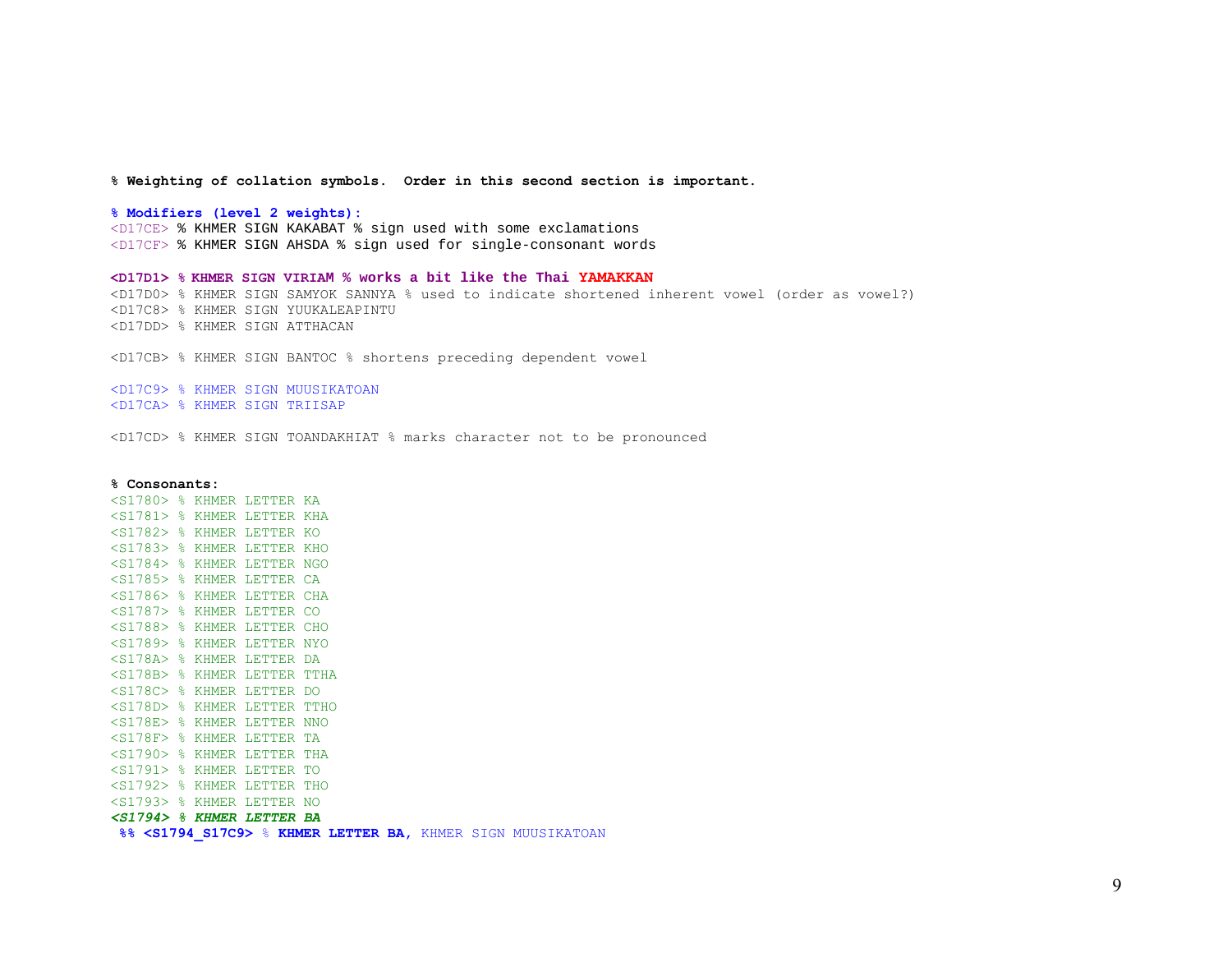```
% Weighting of collation symbols.  Order in this second section is important.

% Modifiers (level 2 weights):
<D17CE> % KHMER SIGN KAKABAT % sign used with some exclamations
<D17CF> % KHMER SIGN AHSDA % sign used for single-consonant words

<D17D1> % KHMER SIGN VIRIAM % works a bit like the Thai YAMAKKAN
<D17D0> % KHMER SIGN SAMYOK SANNYA % used to indicate shortened inherent vowel (order as vowel?)
<D17C8> % KHMER SIGN YUUKALEAPINTU
<D17DD> % KHMER SIGN ATTHACAN

<D17CB> % KHMER SIGN BANTOC % shortens preceding dependent vowel

<D17C9> % KHMER SIGN MUUSIKATOAN
<D17CA> % KHMER SIGN TRIISAP

<D17CD> % KHMER SIGN TOANDAKHIAT % marks character not to be pronounced


% Consonants:
<S1780> % KHMER LETTER KA
<S1781> % KHMER LETTER KHA
<S1782> % KHMER LETTER KO
<S1783> % KHMER LETTER KHO
<S1784> % KHMER LETTER NGO
<S1785> % KHMER LETTER CA
<S1786> % KHMER LETTER CHA
<S1787> % KHMER LETTER CO
<S1788> % KHMER LETTER CHO
<S1789> % KHMER LETTER NYO
<S178A> % KHMER LETTER DA
<S178B> % KHMER LETTER TTHA
<S178C> % KHMER LETTER DO
<S178D> % KHMER LETTER TTHO
<S178E> % KHMER LETTER NNO
<S178F> % KHMER LETTER TA
<S1790> % KHMER LETTER THA
<S1791> % KHMER LETTER TO
<S1792> % KHMER LETTER THO
<S1793> % KHMER LETTER NO
<S1794> % KHMER LETTER BA
 %% <S1794_S17C9> % KHMER LETTER BA, KHMER SIGN MUUSIKATOAN
```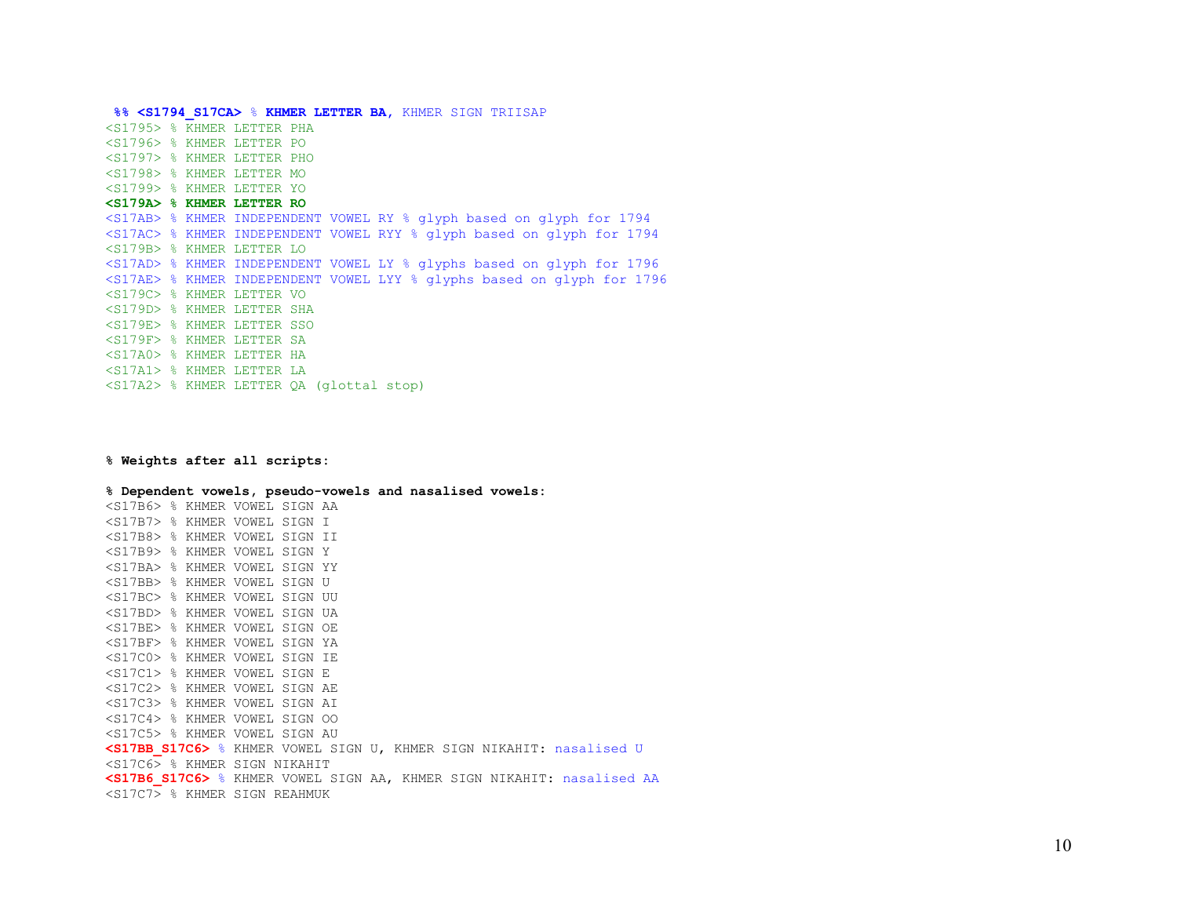```
 %% <S1794_S17CA> % KHMER LETTER BA, KHMER SIGN TRIISAP
<S1795> % KHMER LETTER PHA
<S1796> % KHMER LETTER PO
<S1797> % KHMER LETTER PHO
<S1798> % KHMER LETTER MO
<S1799> % KHMER LETTER YO
<S179A> % KHMER LETTER RO
<S17AB> % KHMER INDEPENDENT VOWEL RY % glyph based on glyph for 1794
<S17AC> % KHMER INDEPENDENT VOWEL RYY % glyph based on glyph for 1794
<S179B> % KHMER LETTER LO
<S17AD> % KHMER INDEPENDENT VOWEL LY % glyphs based on glyph for 1796
<S17AE> % KHMER INDEPENDENT VOWEL LYY % glyphs based on glyph for 1796
<S179C> % KHMER LETTER VO
<S179D> % KHMER LETTER SHA
<S179E> % KHMER LETTER SSO
<S179F> % KHMER LETTER SA
<S17A0> % KHMER LETTER HA
<S17A1> % KHMER LETTER LA
<S17A2> % KHMER LETTER QA (glottal stop)




% Weights after all scripts:

% Dependent vowels, pseudo-vowels and nasalised vowels:
<S17B6> % KHMER VOWEL SIGN AA
<S17B7> % KHMER VOWEL SIGN I
<S17B8> % KHMER VOWEL SIGN II
<S17B9> % KHMER VOWEL SIGN Y
<S17BA> % KHMER VOWEL SIGN YY
<S17BB> % KHMER VOWEL SIGN U
<S17BC> % KHMER VOWEL SIGN UU
<S17BD> % KHMER VOWEL SIGN UA
<S17BE> % KHMER VOWEL SIGN OE
<S17BF> % KHMER VOWEL SIGN YA
<S17C0> % KHMER VOWEL SIGN IE
<S17C1> % KHMER VOWEL SIGN E
<S17C2> % KHMER VOWEL SIGN AE
<S17C3> % KHMER VOWEL SIGN AI
<S17C4> % KHMER VOWEL SIGN OO
<S17C5> % KHMER VOWEL SIGN AU
<S17BB_S17C6> % KHMER VOWEL SIGN U, KHMER SIGN NIKAHIT: nasalised U
<S17C6> % KHMER SIGN NIKAHIT
<S17B6_S17C6> % KHMER VOWEL SIGN AA, KHMER SIGN NIKAHIT: nasalised AA
<S17C7> % KHMER SIGN REAHMUK
```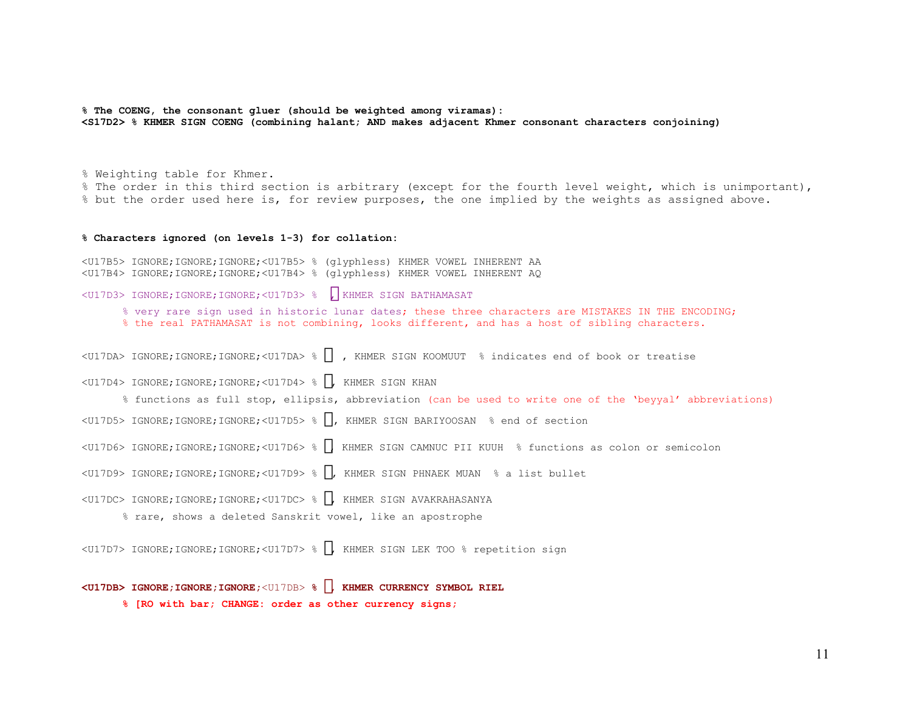**% The COENG, the consonant gluer (should be weighted among viramas):**
**<S17D2> % KHMER SIGN COENG (combining halant; AND makes adjacent Khmer consonant characters conjoining)**

% Weighting table for Khmer.
% The order in this third section is arbitrary (except for the fourth level weight, which is unimportant),
% but the order used here is, for review purposes, the one implied by the weights as assigned above.

**% Characters ignored (on levels 1-3) for collation:**

```
<U17B5> IGNORE;IGNORE;IGNORE;<U17B5> % (glyphless) KHMER VOWEL INHERENT AA
<U17B4> IGNORE;IGNORE;IGNORE;<U17B4> % (glyphless) KHMER VOWEL INHERENT AQ

<U17D3> IGNORE;IGNORE;IGNORE;<U17D3> % ៓, KHMER SIGN BATHAMASAT
      % very rare sign used in historic lunar dates; these three characters are MISTAKES IN THE ENCODING;
      % the real PATHAMASAT is not combining, looks different, and has a host of sibling characters.

<U17DA> IGNORE;IGNORE;IGNORE;<U17DA> % ៚ , KHMER SIGN KOOMUUT  % indicates end of book or treatise

<U17D4> IGNORE;IGNORE;IGNORE;<U17D4> % ។, KHMER SIGN KHAN
      % functions as full stop, ellipsis, abbreviation (can be used to write one of the 'beyyal' abbreviations)
<U17D5> IGNORE;IGNORE;IGNORE;<U17D5> % ៕, KHMER SIGN BARIYOOSAN  % end of section

<U17D6> IGNORE;IGNORE;IGNORE;<U17D6> % ៖, KHMER SIGN CAMNUC PII KUUH  % functions as colon or semicolon

<U17D9> IGNORE;IGNORE;IGNORE;<U17D9> % ៙, KHMER SIGN PHNAEK MUAN  % a list bullet

<U17DC> IGNORE;IGNORE;IGNORE;<U17DC> % ៜ, KHMER SIGN AVAKRAHASANYA
      % rare, shows a deleted Sanskrit vowel, like an apostrophe

<U17D7> IGNORE;IGNORE;IGNORE;<U17D7> % ៗ, KHMER SIGN LEK TOO % repetition sign
```

**<U17DB> IGNORE;IGNORE;IGNORE;**<U17DB> **% ៛, KHMER CURRENCY SYMBOL RIEL**
**% [RO with bar; CHANGE: order as other currency signs;**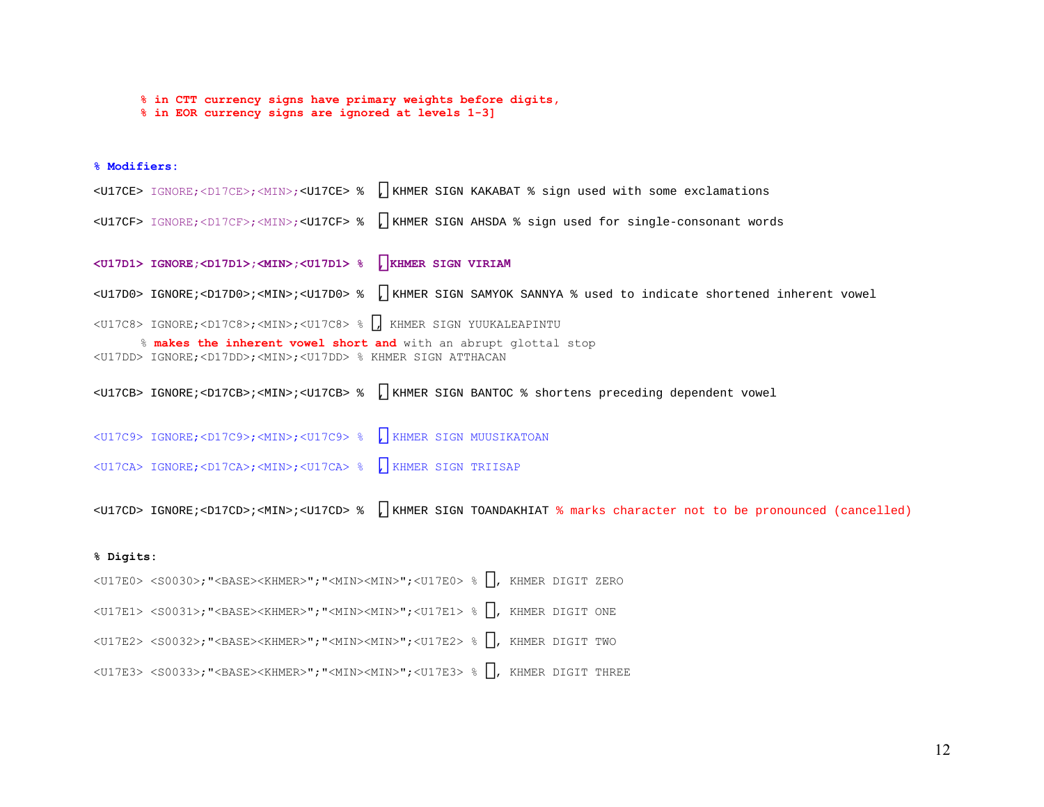```
      % in CTT currency signs have primary weights before digits,
      % in EOR currency signs are ignored at levels 1-3]
```

**% Modifiers:**

```
<U17CE> IGNORE;<D17CE>;<MIN>;<U17CE> %  ៎, KHMER SIGN KAKABAT % sign used with some exclamations

<U17CF> IGNORE;<D17CF>;<MIN>;<U17CF> %  ៏, KHMER SIGN AHSDA % sign used for single-consonant words

<U17D1> IGNORE;<D17D1>;<MIN>;<U17D1> %  ៑,KHMER SIGN VIRIAM

<U17D0> IGNORE;<D17D0>;<MIN>;<U17D0> %  ័, KHMER SIGN SAMYOK SANNYA % used to indicate shortened inherent vowel

<U17C8> IGNORE;<D17C8>;<MIN>;<U17C8> % ៈ, KHMER SIGN YUUKALEAPINTU
      % makes the inherent vowel short and with an abrupt glottal stop
<U17DD> IGNORE;<D17DD>;<MIN>;<U17DD> % KHMER SIGN ATTHACAN

<U17CB> IGNORE;<D17CB>;<MIN>;<U17CB> %  ់, KHMER SIGN BANTOC % shortens preceding dependent vowel

<U17C9> IGNORE;<D17C9>;<MIN>;<U17C9> %  ៉, KHMER SIGN MUUSIKATOAN

<U17CA> IGNORE;<D17CA>;<MIN>;<U17CA> %  ៊, KHMER SIGN TRIISAP

<U17CD> IGNORE;<D17CD>;<MIN>;<U17CD> %  ៍, KHMER SIGN TOANDAKHIAT % marks character not to be pronounced (cancelled)
```

**% Digits:**

```
<U17E0> <S0030>;"<BASE><KHMER>";"<MIN><MIN>";<U17E0> % ០, KHMER DIGIT ZERO

<U17E1> <S0031>;"<BASE><KHMER>";"<MIN><MIN>";<U17E1> % ១, KHMER DIGIT ONE

<U17E2> <S0032>;"<BASE><KHMER>";"<MIN><MIN>";<U17E2> % ២, KHMER DIGIT TWO

<U17E3> <S0033>;"<BASE><KHMER>";"<MIN><MIN>";<U17E3> % ៣, KHMER DIGIT THREE
```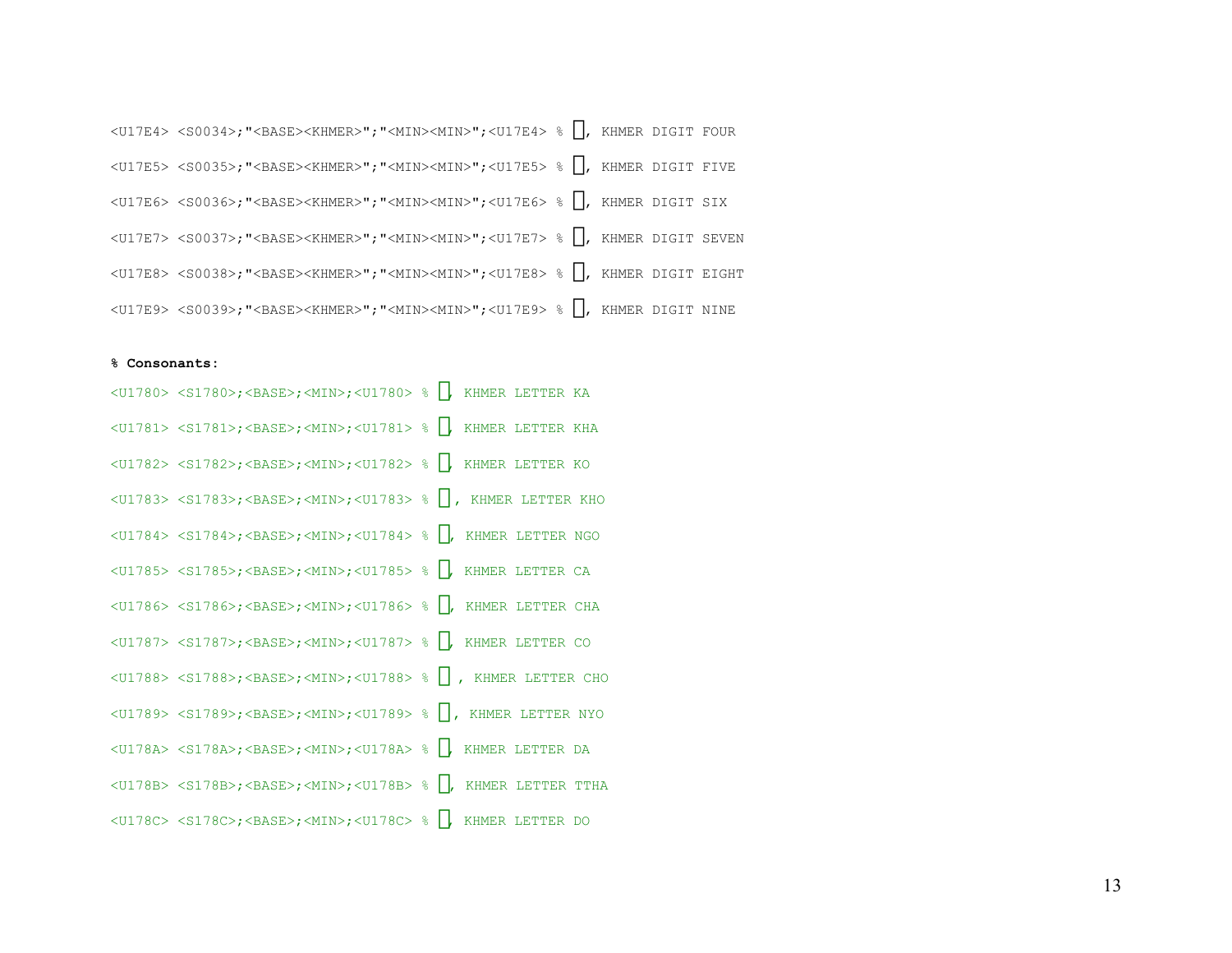```
<U17E4> <S0034>;"<BASE><KHMER>";"<MIN><MIN>";<U17E4> % ៤, KHMER DIGIT FOUR
<U17E5> <S0035>;"<BASE><KHMER>";"<MIN><MIN>";<U17E5> % ៥, KHMER DIGIT FIVE
<U17E6> <S0036>;"<BASE><KHMER>";"<MIN><MIN>";<U17E6> % ៦, KHMER DIGIT SIX
<U17E7> <S0037>;"<BASE><KHMER>";"<MIN><MIN>";<U17E7> % ៧, KHMER DIGIT SEVEN
<U17E8> <S0038>;"<BASE><KHMER>";"<MIN><MIN>";<U17E8> % ៨, KHMER DIGIT EIGHT
<U17E9> <S0039>;"<BASE><KHMER>";"<MIN><MIN>";<U17E9> % ៩, KHMER DIGIT NINE
```

**% Consonants:**

```
<U1780> <S1780>;<BASE>;<MIN>;<U1780> % ក, KHMER LETTER KA
<U1781> <S1781>;<BASE>;<MIN>;<U1781> % ខ, KHMER LETTER KHA
<U1782> <S1782>;<BASE>;<MIN>;<U1782> % គ, KHMER LETTER KO
<U1783> <S1783>;<BASE>;<MIN>;<U1783> % ឃ, KHMER LETTER KHO
<U1784> <S1784>;<BASE>;<MIN>;<U1784> % ង, KHMER LETTER NGO
<U1785> <S1785>;<BASE>;<MIN>;<U1785> % ច, KHMER LETTER CA
<U1786> <S1786>;<BASE>;<MIN>;<U1786> % ឆ, KHMER LETTER CHA
<U1787> <S1787>;<BASE>;<MIN>;<U1787> % ជ, KHMER LETTER CO
<U1788> <S1788>;<BASE>;<MIN>;<U1788> % ឈ, KHMER LETTER CHO
<U1789> <S1789>;<BASE>;<MIN>;<U1789> % ញ, KHMER LETTER NYO
<U178A> <S178A>;<BASE>;<MIN>;<U178A> % ដ, KHMER LETTER DA
<U178B> <S178B>;<BASE>;<MIN>;<U178B> % ឋ, KHMER LETTER TTHA
<U178C> <S178C>;<BASE>;<MIN>;<U178C> % ឌ, KHMER LETTER DO
```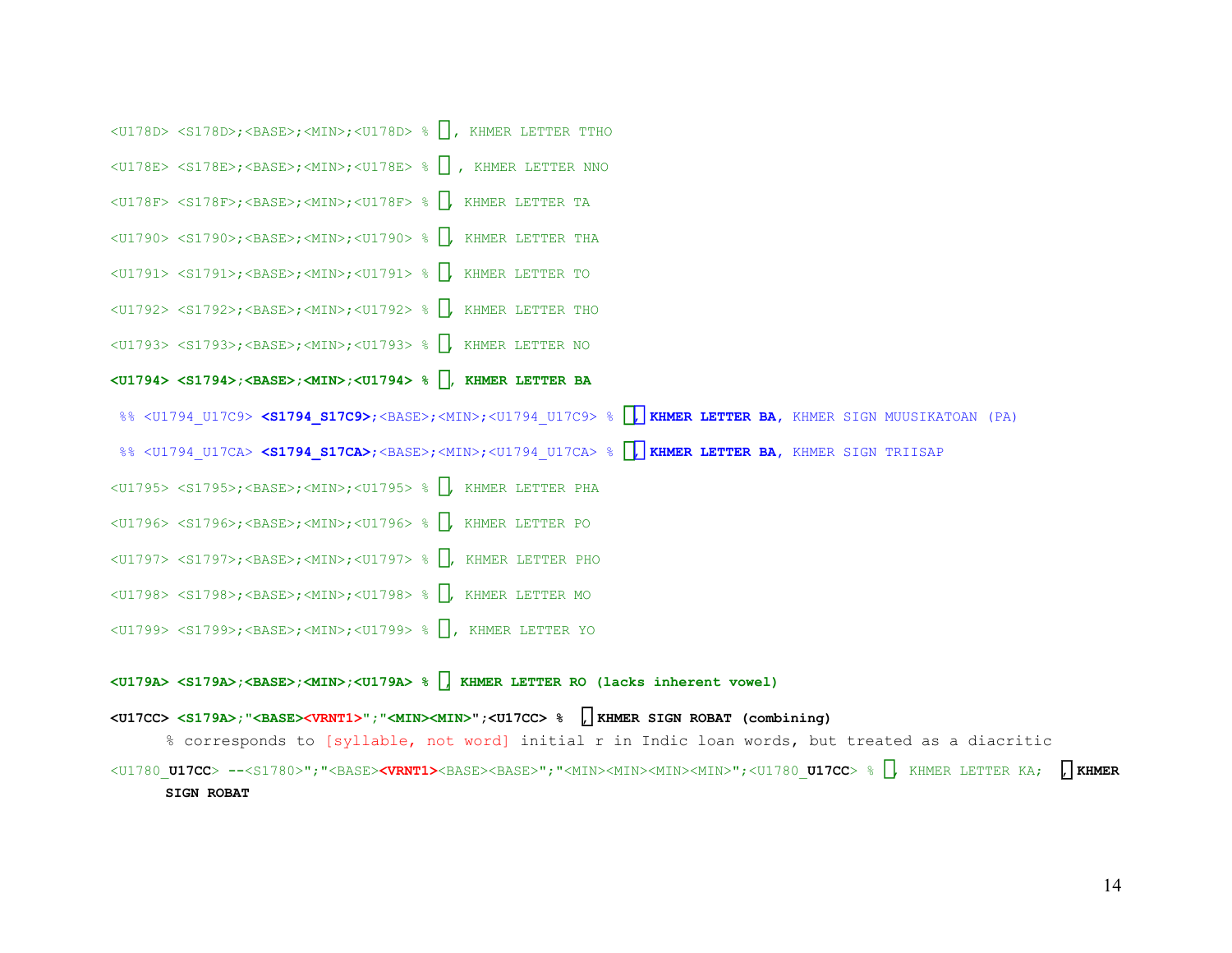```
<U178D> <S178D>;<BASE>;<MIN>;<U178D> % ឍ, KHMER LETTER TTHO

<U178E> <S178E>;<BASE>;<MIN>;<U178E> % ណ , KHMER LETTER NNO

<U178F> <S178F>;<BASE>;<MIN>;<U178F> % ត, KHMER LETTER TA

<U1790> <S1790>;<BASE>;<MIN>;<U1790> % ថ, KHMER LETTER THA

<U1791> <S1791>;<BASE>;<MIN>;<U1791> % ទ, KHMER LETTER TO

<U1792> <S1792>;<BASE>;<MIN>;<U1792> % ធ, KHMER LETTER THO

<U1793> <S1793>;<BASE>;<MIN>;<U1793> % ន, KHMER LETTER NO

<U1794> <S1794>;<BASE>;<MIN>;<U1794> % ប, KHMER LETTER BA

 %% <U1794_U17C9> <S1794_S17C9>;<BASE>;<MIN>;<U1794_U17C9> % ប៉, KHMER LETTER BA, KHMER SIGN MUUSIKATOAN (PA)

 %% <U1794_U17CA> <S1794_S17CA>;<BASE>;<MIN>;<U1794_U17CA> % ប៊, KHMER LETTER BA, KHMER SIGN TRIISAP

<U1795> <S1795>;<BASE>;<MIN>;<U1795> % ផ, KHMER LETTER PHA

<U1796> <S1796>;<BASE>;<MIN>;<U1796> % ព, KHMER LETTER PO

<U1797> <S1797>;<BASE>;<MIN>;<U1797> % ភ, KHMER LETTER PHO

<U1798> <S1798>;<BASE>;<MIN>;<U1798> % ម, KHMER LETTER MO

<U1799> <S1799>;<BASE>;<MIN>;<U1799> % យ, KHMER LETTER YO

<U179A> <S179A>;<BASE>;<MIN>;<U179A> % រ, KHMER LETTER RO (lacks inherent vowel)

<U17CC> <S179A>;"<BASE><VRNT1>";"<MIN><MIN>";<U17CC> %  ៌, KHMER SIGN ROBAT (combining)
      % corresponds to [syllable, not word] initial r in Indic loan words, but treated as a diacritic

<U1780_U17CC> --<S1780>";"<BASE><VRNT1><BASE><BASE>";"<MIN><MIN><MIN><MIN>";<U1780_U17CC> % ក, KHMER LETTER KA;  ៌, KHMER
      SIGN ROBAT
```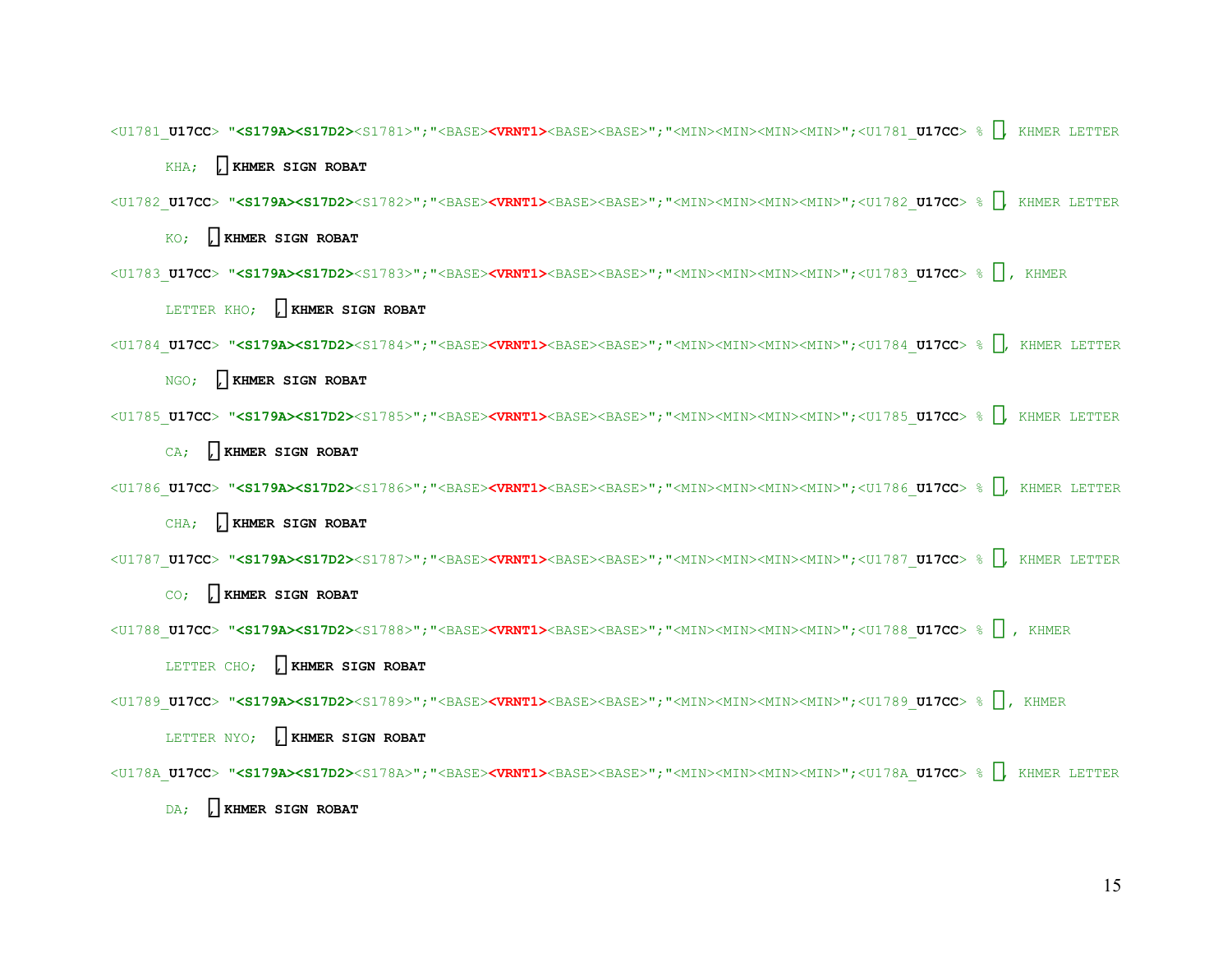```
<U1781_U17CC> "<S179A><S17D2><S1781>";"<BASE><VRNT1><BASE><BASE>";"<MIN><MIN><MIN><MIN>";<U1781_U17CC> % ៌, KHMER LETTER
      KHA;  ៌ KHMER SIGN ROBAT
<U1782_U17CC> "<S179A><S17D2><S1782>";"<BASE><VRNT1><BASE><BASE>";"<MIN><MIN><MIN><MIN>";<U1782_U17CC> % ៌, KHMER LETTER
      KO;  ៌ KHMER SIGN ROBAT
<U1783_U17CC> "<S179A><S17D2><S1783>";"<BASE><VRNT1><BASE><BASE>";"<MIN><MIN><MIN><MIN>";<U1783_U17CC> % ៌, KHMER
      LETTER KHO;  ៌ KHMER SIGN ROBAT
<U1784_U17CC> "<S179A><S17D2><S1784>";"<BASE><VRNT1><BASE><BASE>";"<MIN><MIN><MIN><MIN>";<U1784_U17CC> % ៌, KHMER LETTER
      NGO;  ៌ KHMER SIGN ROBAT
<U1785_U17CC> "<S179A><S17D2><S1785>";"<BASE><VRNT1><BASE><BASE>";"<MIN><MIN><MIN><MIN>";<U1785_U17CC> % ៌, KHMER LETTER
      CA;  ៌ KHMER SIGN ROBAT
<U1786_U17CC> "<S179A><S17D2><S1786>";"<BASE><VRNT1><BASE><BASE>";"<MIN><MIN><MIN><MIN>";<U1786_U17CC> % ៌, KHMER LETTER
      CHA;  ៌ KHMER SIGN ROBAT
<U1787_U17CC> "<S179A><S17D2><S1787>";"<BASE><VRNT1><BASE><BASE>";"<MIN><MIN><MIN><MIN>";<U1787_U17CC> % ៌, KHMER LETTER
      CO;  ៌ KHMER SIGN ROBAT
<U1788_U17CC> "<S179A><S17D2><S1788>";"<BASE><VRNT1><BASE><BASE>";"<MIN><MIN><MIN><MIN>";<U1788_U17CC> % ៌ , KHMER
      LETTER CHO;  ៌ KHMER SIGN ROBAT
<U1789_U17CC> "<S179A><S17D2><S1789>";"<BASE><VRNT1><BASE><BASE>";"<MIN><MIN><MIN><MIN>";<U1789_U17CC> % ៌, KHMER
      LETTER NYO;  ៌ KHMER SIGN ROBAT
<U178A_U17CC> "<S179A><S17D2><S178A>";"<BASE><VRNT1><BASE><BASE>";"<MIN><MIN><MIN><MIN>";<U178A_U17CC> % ៌, KHMER LETTER
      DA;  ៌ KHMER SIGN ROBAT
```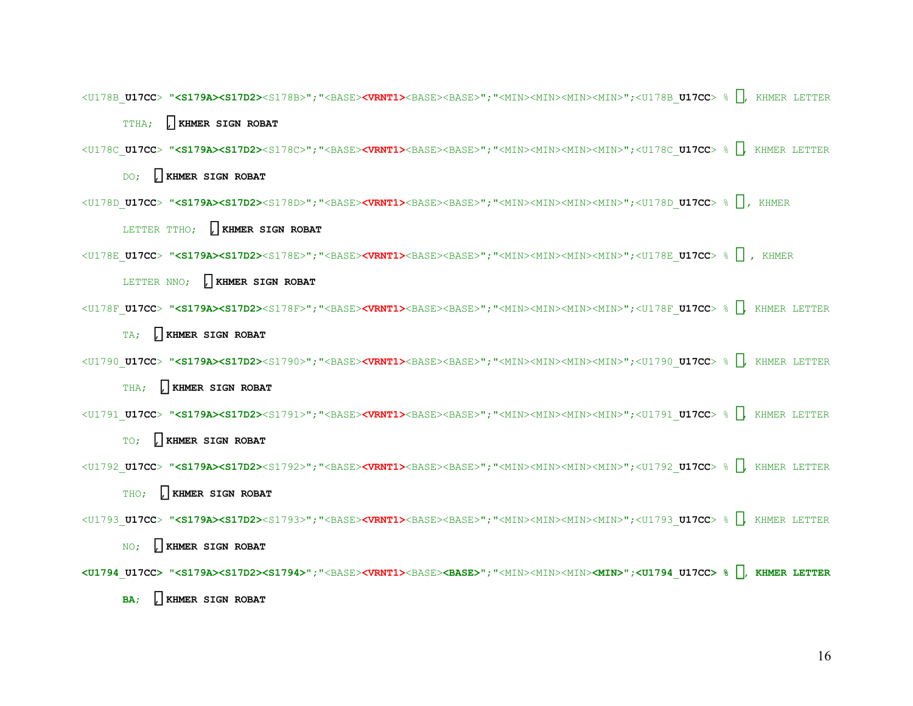```
<U178B_U17CC> "<S179A><S17D2><S178B>";"<BASE><VRNT1><BASE><BASE>";"<MIN><MIN><MIN><MIN>";<U178B_U17CC> % ឋ៌, KHMER LETTER
      TTHA;  ៌ KHMER SIGN ROBAT
<U178C_U17CC> "<S179A><S17D2><S178C>";"<BASE><VRNT1><BASE><BASE>";"<MIN><MIN><MIN><MIN>";<U178C_U17CC> % ឌ៌, KHMER LETTER
      DO;  ៌ KHMER SIGN ROBAT
<U178D_U17CC> "<S179A><S17D2><S178D>";"<BASE><VRNT1><BASE><BASE>";"<MIN><MIN><MIN><MIN>";<U178D_U17CC> % ឍ៌, KHMER
      LETTER TTHO;  ៌ KHMER SIGN ROBAT
<U178E_U17CC> "<S179A><S17D2><S178E>";"<BASE><VRNT1><BASE><BASE>";"<MIN><MIN><MIN><MIN>";<U178E_U17CC> % ណ៌ , KHMER
      LETTER NNO;  ៌ KHMER SIGN ROBAT
<U178F_U17CC> "<S179A><S17D2><S178F>";"<BASE><VRNT1><BASE><BASE>";"<MIN><MIN><MIN><MIN>";<U178F_U17CC> % ត៌, KHMER LETTER
      TA;  ៌ KHMER SIGN ROBAT
<U1790_U17CC> "<S179A><S17D2><S1790>";"<BASE><VRNT1><BASE><BASE>";"<MIN><MIN><MIN><MIN>";<U1790_U17CC> % ថ៌, KHMER LETTER
      THA;  ៌ KHMER SIGN ROBAT
<U1791_U17CC> "<S179A><S17D2><S1791>";"<BASE><VRNT1><BASE><BASE>";"<MIN><MIN><MIN><MIN>";<U1791_U17CC> % ទ៌, KHMER LETTER
      TO;  ៌ KHMER SIGN ROBAT
<U1792_U17CC> "<S179A><S17D2><S1792>";"<BASE><VRNT1><BASE><BASE>";"<MIN><MIN><MIN><MIN>";<U1792_U17CC> % ធ៌, KHMER LETTER
      THO;  ៌ KHMER SIGN ROBAT
<U1793_U17CC> "<S179A><S17D2><S1793>";"<BASE><VRNT1><BASE><BASE>";"<MIN><MIN><MIN><MIN>";<U1793_U17CC> % ន៌, KHMER LETTER
      NO;  ៌ KHMER SIGN ROBAT
<U1794_U17CC> "<S179A><S17D2><S1794>";"<BASE><VRNT1><BASE><BASE>";"<MIN><MIN><MIN><MIN>";<U1794_U17CC> % ប៌, KHMER LETTER
      BA;  ៌ KHMER SIGN ROBAT
```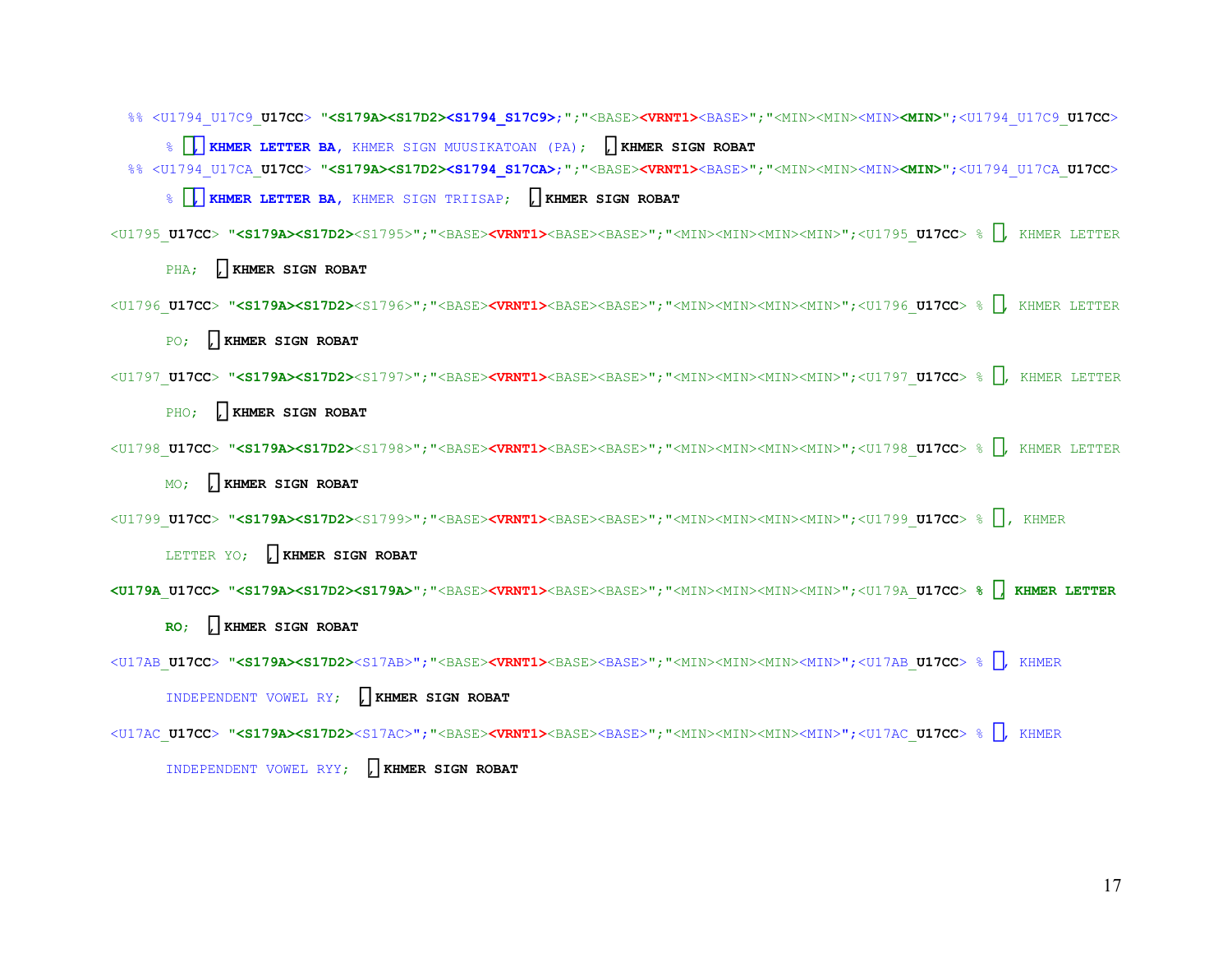```
%% <U1794_U17C9_U17CC> "<S179A><S17D2><S1794_S17C9>;";"<BASE><VRNT1><BASE>";"<MIN><MIN><MIN><MIN>";<U1794_U17C9_U17CC>
    % ប៉៌, KHMER LETTER BA, KHMER SIGN MUUSIKATOAN (PA);  ៌ KHMER SIGN ROBAT
%% <U1794_U17CA_U17CC> "<S179A><S17D2><S1794_S17CA>;";"<BASE><VRNT1><BASE>";"<MIN><MIN><MIN><MIN>";<U1794_U17CA_U17CC>
    % ប៊៌, KHMER LETTER BA, KHMER SIGN TRIISAP;  ៌ KHMER SIGN ROBAT
<U1795_U17CC> "<S179A><S17D2><S1795>";"<BASE><VRNT1><BASE><BASE>";"<MIN><MIN><MIN><MIN>";<U1795_U17CC> % ផ៌, KHMER LETTER
    PHA;  ៌ KHMER SIGN ROBAT
<U1796_U17CC> "<S179A><S17D2><S1796>";"<BASE><VRNT1><BASE><BASE>";"<MIN><MIN><MIN><MIN>";<U1796_U17CC> % ព៌, KHMER LETTER
    PO;  ៌ KHMER SIGN ROBAT
<U1797_U17CC> "<S179A><S17D2><S1797>";"<BASE><VRNT1><BASE><BASE>";"<MIN><MIN><MIN><MIN>";<U1797_U17CC> % ភ៌, KHMER LETTER
    PHO;  ៌ KHMER SIGN ROBAT
<U1798_U17CC> "<S179A><S17D2><S1798>";"<BASE><VRNT1><BASE><BASE>";"<MIN><MIN><MIN><MIN>";<U1798_U17CC> % ម៌, KHMER LETTER
    MO;  ៌ KHMER SIGN ROBAT
<U1799_U17CC> "<S179A><S17D2><S1799>";"<BASE><VRNT1><BASE><BASE>";"<MIN><MIN><MIN><MIN>";<U1799_U17CC> % យ៌, KHMER
    LETTER YO;  ៌ KHMER SIGN ROBAT
<U179A_U17CC> "<S179A><S17D2><S179A>";"<BASE><VRNT1><BASE><BASE>";"<MIN><MIN><MIN><MIN>";<U179A_U17CC> % រ៌, KHMER LETTER
    RO;  ៌ KHMER SIGN ROBAT
<U17AB_U17CC> "<S179A><S17D2><S17AB>";"<BASE><VRNT1><BASE><BASE>";"<MIN><MIN><MIN><MIN>";<U17AB_U17CC> % ឫ៌, KHMER
    INDEPENDENT VOWEL RY;  ៌ KHMER SIGN ROBAT
<U17AC_U17CC> "<S179A><S17D2><S17AC>";"<BASE><VRNT1><BASE><BASE>";"<MIN><MIN><MIN><MIN>";<U17AC_U17CC> % ឬ៌, KHMER
    INDEPENDENT VOWEL RYY;  ៌ KHMER SIGN ROBAT
```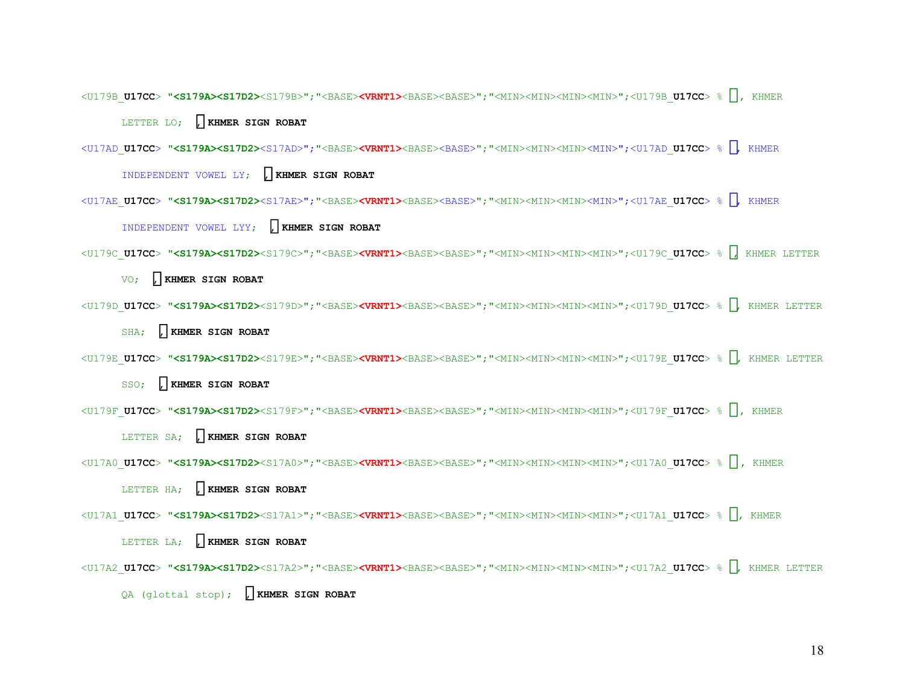<U179B_**U17CC**> **"<S179A><S17D2>**<S179B>";"<BASE>**<VRNT1>**<BASE><BASE>";"<MIN><MIN><MIN><MIN>";<U179B_**U17CC**> % ៛៌, KHMER

LETTER LO; ៌ **KHMER SIGN ROBAT**

<U17AD_**U17CC**> **"<S179A><S17D2>**<S17AD>";"<BASE>**<VRNT1>**<BASE><BASE>";"<MIN><MIN><MIN><MIN>";<U17AD_**U17CC**> % ឭ៌, KHMER

INDEPENDENT VOWEL LY; ៌ **KHMER SIGN ROBAT**

<U17AE_**U17CC**> **"<S179A><S17D2>**<S17AE>";"<BASE>**<VRNT1>**<BASE><BASE>";"<MIN><MIN><MIN><MIN>";<U17AE_**U17CC**> % ឮ៌, KHMER

INDEPENDENT VOWEL LYY; ៌ **KHMER SIGN ROBAT**

<U179C_**U17CC**> **"<S179A><S17D2>**<S179C>";"<BASE>**<VRNT1>**<BASE><BASE>";"<MIN><MIN><MIN><MIN>";<U179C_**U17CC**> % វ៌, KHMER LETTER

VO; ៌ **KHMER SIGN ROBAT**

<U179D_**U17CC**> **"<S179A><S17D2>**<S179D>";"<BASE>**<VRNT1>**<BASE><BASE>";"<MIN><MIN><MIN><MIN>";<U179D_**U17CC**> % ឝ៌, KHMER LETTER

SHA; ៌ **KHMER SIGN ROBAT**

<U179E_**U17CC**> **"<S179A><S17D2>**<S179E>";"<BASE>**<VRNT1>**<BASE><BASE>";"<MIN><MIN><MIN><MIN>";<U179E_**U17CC**> % ឞ៌, KHMER LETTER

SSO; ៌ **KHMER SIGN ROBAT**

<U179F_**U17CC**> **"<S179A><S17D2>**<S179F>";"<BASE>**<VRNT1>**<BASE><BASE>";"<MIN><MIN><MIN><MIN>";<U179F_**U17CC**> % ស៌, KHMER

LETTER SA; ៌ **KHMER SIGN ROBAT**

<U17A0_**U17CC**> **"<S179A><S17D2>**<S17A0>";"<BASE>**<VRNT1>**<BASE><BASE>";"<MIN><MIN><MIN><MIN>";<U17A0_**U17CC**> % ហ៌, KHMER

LETTER HA; ៌ **KHMER SIGN ROBAT**

<U17A1_**U17CC**> **"<S179A><S17D2>**<S17A1>";"<BASE>**<VRNT1>**<BASE><BASE>";"<MIN><MIN><MIN><MIN>";<U17A1_**U17CC**> % ឡ៌, KHMER

LETTER LA; ៌ **KHMER SIGN ROBAT**

<U17A2_**U17CC**> **"<S179A><S17D2>**<S17A2>";"<BASE>**<VRNT1>**<BASE><BASE>";"<MIN><MIN><MIN><MIN>";<U17A2_**U17CC**> % អ៌, KHMER LETTER

QA (glottal stop); ៌ **KHMER SIGN ROBAT**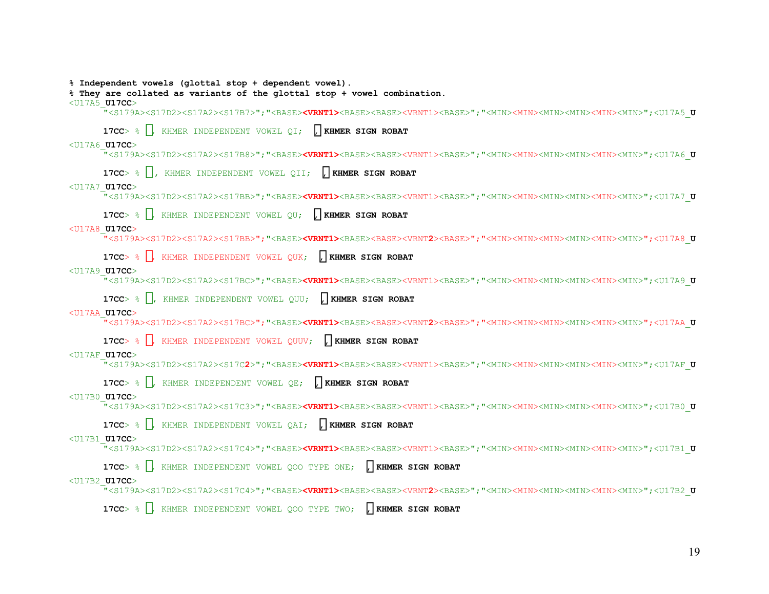```
% Independent vowels (glottal stop + dependent vowel).
% They are collated as variants of the glottal stop + vowel combination.
<U17A5_U17CC>
      "<S179A><S17D2><S17A2><S17B7>";"<BASE><VRNT1><BASE><BASE><VRNT1><BASE>";"<MIN><MIN><MIN><MIN><MIN><MIN>";<U17A5_U17CC> % ឥ៌, KHMER INDEPENDENT VOWEL QI;  ៌ KHMER SIGN ROBAT
<U17A6_U17CC>
      "<S179A><S17D2><S17A2><S17B8>";"<BASE><VRNT1><BASE><BASE><VRNT1><BASE>";"<MIN><MIN><MIN><MIN><MIN><MIN>";<U17A6_U17CC> % ឦ៌, KHMER INDEPENDENT VOWEL QII;  ៌ KHMER SIGN ROBAT
<U17A7_U17CC>
      "<S179A><S17D2><S17A2><S17BB>";"<BASE><VRNT1><BASE><BASE><VRNT1><BASE>";"<MIN><MIN><MIN><MIN><MIN><MIN>";<U17A7_U17CC> % ឧ៌, KHMER INDEPENDENT VOWEL QU;  ៌ KHMER SIGN ROBAT
<U17A8_U17CC>
      "<S179A><S17D2><S17A2><S17BB>";"<BASE><VRNT1><BASE><BASE><VRNT2><BASE>";"<MIN><MIN><MIN><MIN><MIN><MIN>";<U17A8_U17CC> % ឨ៌, KHMER INDEPENDENT VOWEL QUK;  ៌ KHMER SIGN ROBAT
<U17A9_U17CC>
      "<S179A><S17D2><S17A2><S17BC>";"<BASE><VRNT1><BASE><BASE><VRNT1><BASE>";"<MIN><MIN><MIN><MIN><MIN><MIN>";<U17A9_U17CC> % ឩ៌, KHMER INDEPENDENT VOWEL QUU;  ៌ KHMER SIGN ROBAT
<U17AA_U17CC>
      "<S179A><S17D2><S17A2><S17BC>";"<BASE><VRNT1><BASE><BASE><VRNT2><BASE>";"<MIN><MIN><MIN><MIN><MIN><MIN>";<U17AA_U17CC> % ឪ៌, KHMER INDEPENDENT VOWEL QUUV;  ៌ KHMER SIGN ROBAT
<U17AF_U17CC>
      "<S179A><S17D2><S17A2><S17C2>";"<BASE><VRNT1><BASE><BASE><VRNT1><BASE>";"<MIN><MIN><MIN><MIN><MIN><MIN>";<U17AF_U17CC> % ឯ៌, KHMER INDEPENDENT VOWEL QE;  ៌ KHMER SIGN ROBAT
<U17B0_U17CC>
      "<S179A><S17D2><S17A2><S17C3>";"<BASE><VRNT1><BASE><BASE><VRNT1><BASE>";"<MIN><MIN><MIN><MIN><MIN><MIN>";<U17B0_U17CC> % ឰ៌, KHMER INDEPENDENT VOWEL QAI;  ៌ KHMER SIGN ROBAT
<U17B1_U17CC>
      "<S179A><S17D2><S17A2><S17C4>";"<BASE><VRNT1><BASE><BASE><VRNT1><BASE>";"<MIN><MIN><MIN><MIN><MIN><MIN>";<U17B1_U17CC> % ឱ៌, KHMER INDEPENDENT VOWEL QOO TYPE ONE;  ៌ KHMER SIGN ROBAT
<U17B2_U17CC>
      "<S179A><S17D2><S17A2><S17C4>";"<BASE><VRNT1><BASE><BASE><VRNT2><BASE>";"<MIN><MIN><MIN><MIN><MIN><MIN>";<U17B2_U17CC> % ឲ៌, KHMER INDEPENDENT VOWEL QOO TYPE TWO;  ៌ KHMER SIGN ROBAT
```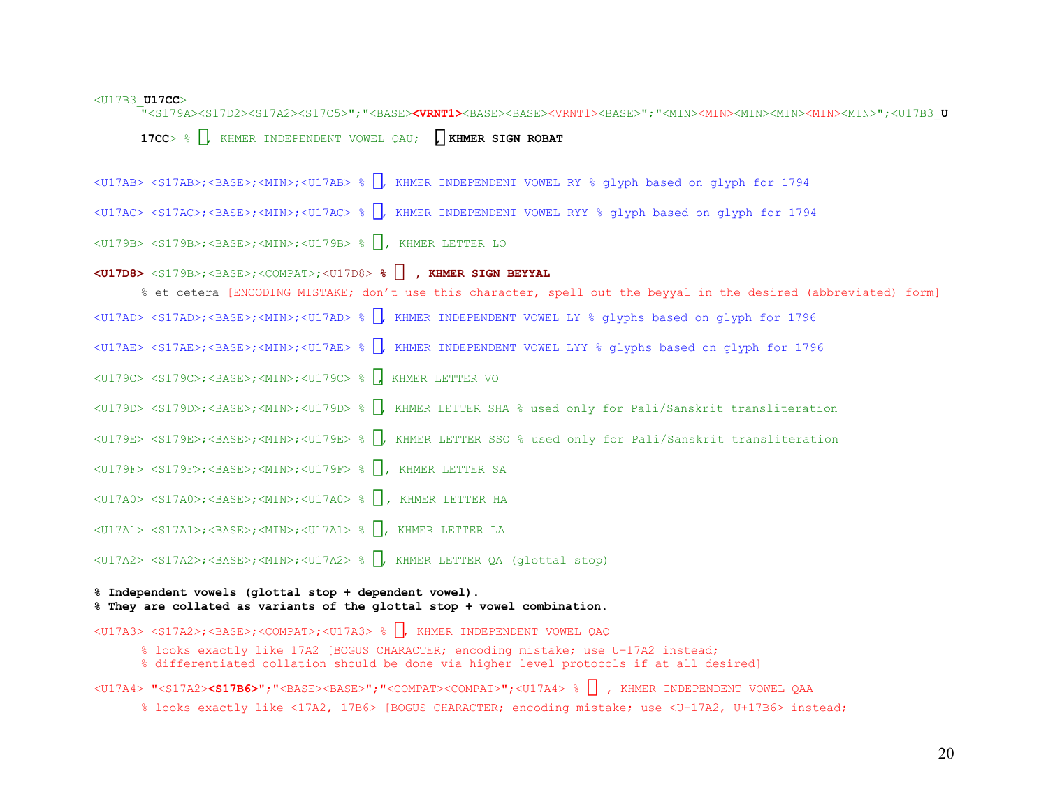```
<U17B3_U17CC>
      "<S179A><S17D2><S17A2><S17C5>";"<BASE><VRNT1><BASE><BASE><VRNT1><BASE>";"<MIN><MIN><MIN><MIN><MIN><MIN>";<U17B3_U
      17CC> % ឳ៌, KHMER INDEPENDENT VOWEL QAU;  ៌ KHMER SIGN ROBAT

<U17AB> <S17AB>;<BASE>;<MIN>;<U17AB> % ឫ, KHMER INDEPENDENT VOWEL RY % glyph based on glyph for 1794

<U17AC> <S17AC>;<BASE>;<MIN>;<U17AC> % ឬ, KHMER INDEPENDENT VOWEL RYY % glyph based on glyph for 1794

<U179B> <S179B>;<BASE>;<MIN>;<U179B> % ល, KHMER LETTER LO

<U17D8> <S179B>;<BASE>;<COMPAT>;<U17D8> % ៘ , KHMER SIGN BEYYAL
      % et cetera [ENCODING MISTAKE; don't use this character, spell out the beyyal in the desired (abbreviated) form]

<U17AD> <S17AD>;<BASE>;<MIN>;<U17AD> % ឭ, KHMER INDEPENDENT VOWEL LY % glyphs based on glyph for 1796

<U17AE> <S17AE>;<BASE>;<MIN>;<U17AE> % ឮ, KHMER INDEPENDENT VOWEL LYY % glyphs based on glyph for 1796

<U179C> <S179C>;<BASE>;<MIN>;<U179C> % វ, KHMER LETTER VO

<U179D> <S179D>;<BASE>;<MIN>;<U179D> % ឝ, KHMER LETTER SHA % used only for Pali/Sanskrit transliteration

<U179E> <S179E>;<BASE>;<MIN>;<U179E> % ឞ, KHMER LETTER SSO % used only for Pali/Sanskrit transliteration

<U179F> <S179F>;<BASE>;<MIN>;<U179F> % ស, KHMER LETTER SA

<U17A0> <S17A0>;<BASE>;<MIN>;<U17A0> % ហ, KHMER LETTER HA

<U17A1> <S17A1>;<BASE>;<MIN>;<U17A1> % ឡ, KHMER LETTER LA

<U17A2> <S17A2>;<BASE>;<MIN>;<U17A2> % អ, KHMER LETTER QA (glottal stop)

% Independent vowels (glottal stop + dependent vowel).
% They are collated as variants of the glottal stop + vowel combination.

<U17A3> <S17A2>;<BASE>;<COMPAT>;<U17A3> % ឣ, KHMER INDEPENDENT VOWEL QAQ
      % looks exactly like 17A2 [BOGUS CHARACTER; encoding mistake; use U+17A2 instead;
      % differentiated collation should be done via higher level protocols if at all desired]

<U17A4> "<S17A2><S17B6>";"<BASE><BASE>";"<COMPAT><COMPAT>";<U17A4> % ឤ , KHMER INDEPENDENT VOWEL QAA
      % looks exactly like <17A2, 17B6> [BOGUS CHARACTER; encoding mistake; use <U+17A2, U+17B6> instead;
```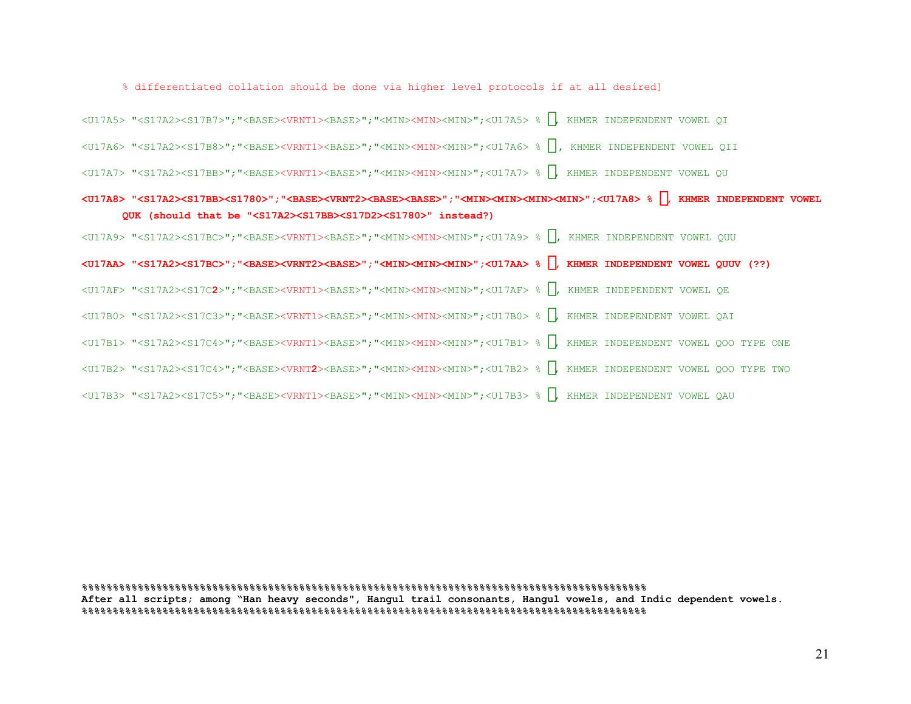```
      % differentiated collation should be done via higher level protocols if at all desired]

<U17A5> "<S17A2><S17B7>";"<BASE><VRNT1><BASE>";"<MIN><MIN><MIN>";<U17A5> % ឥ, KHMER INDEPENDENT VOWEL QI

<U17A6> "<S17A2><S17B8>";"<BASE><VRNT1><BASE>";"<MIN><MIN><MIN>";<U17A6> % ឦ, KHMER INDEPENDENT VOWEL QII

<U17A7> "<S17A2><S17BB>";"<BASE><VRNT1><BASE>";"<MIN><MIN><MIN>";<U17A7> % ឧ, KHMER INDEPENDENT VOWEL QU

<U17A8> "<S17A2><S17BB><S1780>";"<BASE><VRNT2><BASE><BASE>";"<MIN><MIN><MIN><MIN>";<U17A8> % ឨ, KHMER INDEPENDENT VOWEL
      QUK (should that be "<S17A2><S17BB><S17D2><S1780>" instead?)

<U17A9> "<S17A2><S17BC>";"<BASE><VRNT1><BASE>";"<MIN><MIN><MIN>";<U17A9> % ឩ, KHMER INDEPENDENT VOWEL QUU

<U17AA> "<S17A2><S17BC>";"<BASE><VRNT2><BASE>";"<MIN><MIN><MIN>";<U17AA> % ឪ, KHMER INDEPENDENT VOWEL QUUV (??)

<U17AF> "<S17A2><S17C2>";"<BASE><VRNT1><BASE>";"<MIN><MIN><MIN>";<U17AF> % ឯ, KHMER INDEPENDENT VOWEL QE

<U17B0> "<S17A2><S17C3>";"<BASE><VRNT1><BASE>";"<MIN><MIN><MIN>";<U17B0> % ឰ, KHMER INDEPENDENT VOWEL QAI

<U17B1> "<S17A2><S17C4>";"<BASE><VRNT1><BASE>";"<MIN><MIN><MIN>";<U17B1> % ឱ, KHMER INDEPENDENT VOWEL QOO TYPE ONE

<U17B2> "<S17A2><S17C4>";"<BASE><VRNT2><BASE>";"<MIN><MIN><MIN>";<U17B2> % ឲ, KHMER INDEPENDENT VOWEL QOO TYPE TWO

<U17B3> "<S17A2><S17C5>";"<BASE><VRNT1><BASE>";"<MIN><MIN><MIN>";<U17B3> % ឳ, KHMER INDEPENDENT VOWEL QAU
```

**%%%%%%%%%%%%%%%%%%%%%%%%%%%%%%%%%%%%%%%%%%%%%%%%%%%%%%%%%%%%%%%%%%%%%%%%%%%%%%%%%%%%%%%%%%%%%%%%**
**After all scripts; among "Han heavy seconds", Hangul trail consonants, Hangul vowels, and Indic dependent vowels.**
**%%%%%%%%%%%%%%%%%%%%%%%%%%%%%%%%%%%%%%%%%%%%%%%%%%%%%%%%%%%%%%%%%%%%%%%%%%%%%%%%%%%%%%%%%%%%%%%%**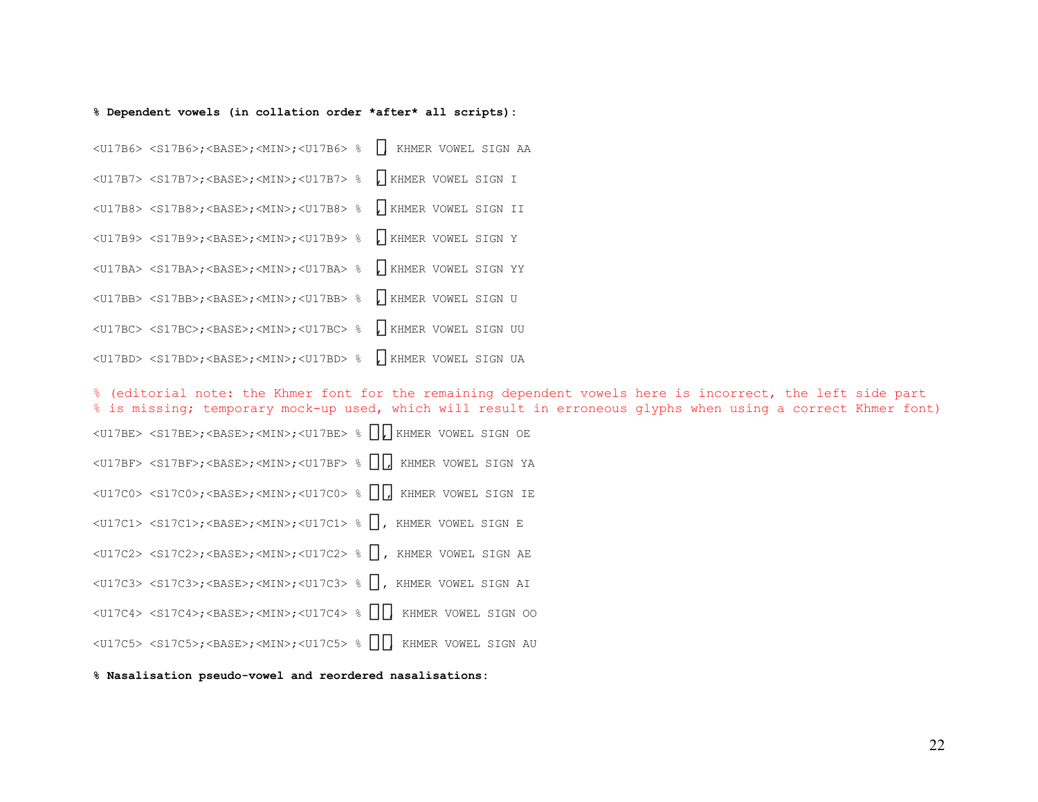```
% Dependent vowels (in collation order *after* all scripts):

<U17B6> <S17B6>;<BASE>;<MIN>;<U17B6> %  ា, KHMER VOWEL SIGN AA

<U17B7> <S17B7>;<BASE>;<MIN>;<U17B7> %  ិ, KHMER VOWEL SIGN I

<U17B8> <S17B8>;<BASE>;<MIN>;<U17B8> %  ី, KHMER VOWEL SIGN II

<U17B9> <S17B9>;<BASE>;<MIN>;<U17B9> %  ឹ, KHMER VOWEL SIGN Y

<U17BA> <S17BA>;<BASE>;<MIN>;<U17BA> %  ឺ, KHMER VOWEL SIGN YY

<U17BB> <S17BB>;<BASE>;<MIN>;<U17BB> %  ុ, KHMER VOWEL SIGN U

<U17BC> <S17BC>;<BASE>;<MIN>;<U17BC> %  ូ, KHMER VOWEL SIGN UU

<U17BD> <S17BD>;<BASE>;<MIN>;<U17BD> %  ួ, KHMER VOWEL SIGN UA

% (editorial note: the Khmer font for the remaining dependent vowels here is incorrect, the left side part
% is missing; temporary mock-up used, which will result in erroneous glyphs when using a correct Khmer font)

<U17BE> <S17BE>;<BASE>;<MIN>;<U17BE> % ើ, KHMER VOWEL SIGN OE

<U17BF> <S17BF>;<BASE>;<MIN>;<U17BF> % ឿ, KHMER VOWEL SIGN YA

<U17C0> <S17C0>;<BASE>;<MIN>;<U17C0> % ៀ, KHMER VOWEL SIGN IE

<U17C1> <S17C1>;<BASE>;<MIN>;<U17C1> % េ, KHMER VOWEL SIGN E

<U17C2> <S17C2>;<BASE>;<MIN>;<U17C2> % ែ, KHMER VOWEL SIGN AE

<U17C3> <S17C3>;<BASE>;<MIN>;<U17C3> % ៃ, KHMER VOWEL SIGN AI

<U17C4> <S17C4>;<BASE>;<MIN>;<U17C4> % ោ, KHMER VOWEL SIGN OO

<U17C5> <S17C5>;<BASE>;<MIN>;<U17C5> % ៅ, KHMER VOWEL SIGN AU

% Nasalisation pseudo-vowel and reordered nasalisations:
```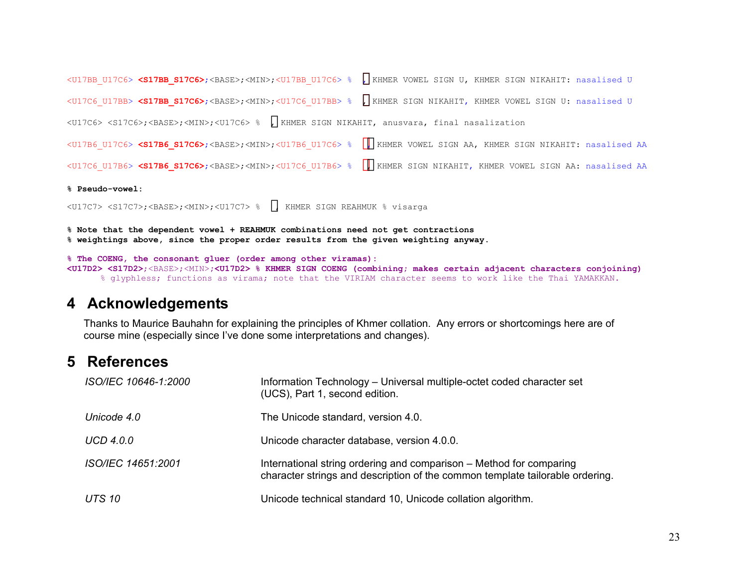```
<U17BB_U17C6> <S17BB_S17C6>;<BASE>;<MIN>;<U17BB_U17C6> %  ុំ KHMER VOWEL SIGN U, KHMER SIGN NIKAHIT: nasalised U

<U17C6_U17BB> <S17BB_S17C6>;<BASE>;<MIN>;<U17C6_U17BB> %  ំុ KHMER SIGN NIKAHIT, KHMER VOWEL SIGN U: nasalised U

<U17C6> <S17C6>;<BASE>;<MIN>;<U17C6> %  ំ KHMER SIGN NIKAHIT, anusvara, final nasalization

<U17B6_U17C6> <S17B6_S17C6>;<BASE>;<MIN>;<U17B6_U17C6> %  ាំ KHMER VOWEL SIGN AA, KHMER SIGN NIKAHIT: nasalised AA

<U17C6_U17B6> <S17B6_S17C6>;<BASE>;<MIN>;<U17C6_U17B6> %  ំា KHMER SIGN NIKAHIT, KHMER VOWEL SIGN AA: nasalised AA

% Pseudo-vowel:

<U17C7> <S17C7>;<BASE>;<MIN>;<U17C7> %  ះ KHMER SIGN REAHMUK % visarga

% Note that the dependent vowel + REAHMUK combinations need not get contractions
% weightings above, since the proper order results from the given weighting anyway.

% The COENG, the consonant gluer (order among other viramas):
<U17D2> <S17D2>;<BASE>;<MIN>;<U17D2> % KHMER SIGN COENG (combining; makes certain adjacent characters conjoining)
      % glyphless; functions as virama; note that the VIRIAM character seems to work like the Thai YAMAKKAN.
```

## 4 Acknowledgements

Thanks to Maurice Bauhahn for explaining the principles of Khmer collation. Any errors or shortcomings here are of course mine (especially since I've done some interpretations and changes).

## 5 References

| | |
|---|---|
| *ISO/IEC 10646-1:2000* | Information Technology – Universal multiple-octet coded character set (UCS), Part 1, second edition. |
| *Unicode 4.0* | The Unicode standard, version 4.0. |
| *UCD 4.0.0* | Unicode character database, version 4.0.0. |
| *ISO/IEC 14651:2001* | International string ordering and comparison – Method for comparing character strings and description of the common template tailorable ordering. |
| *UTS 10* | Unicode technical standard 10, Unicode collation algorithm. |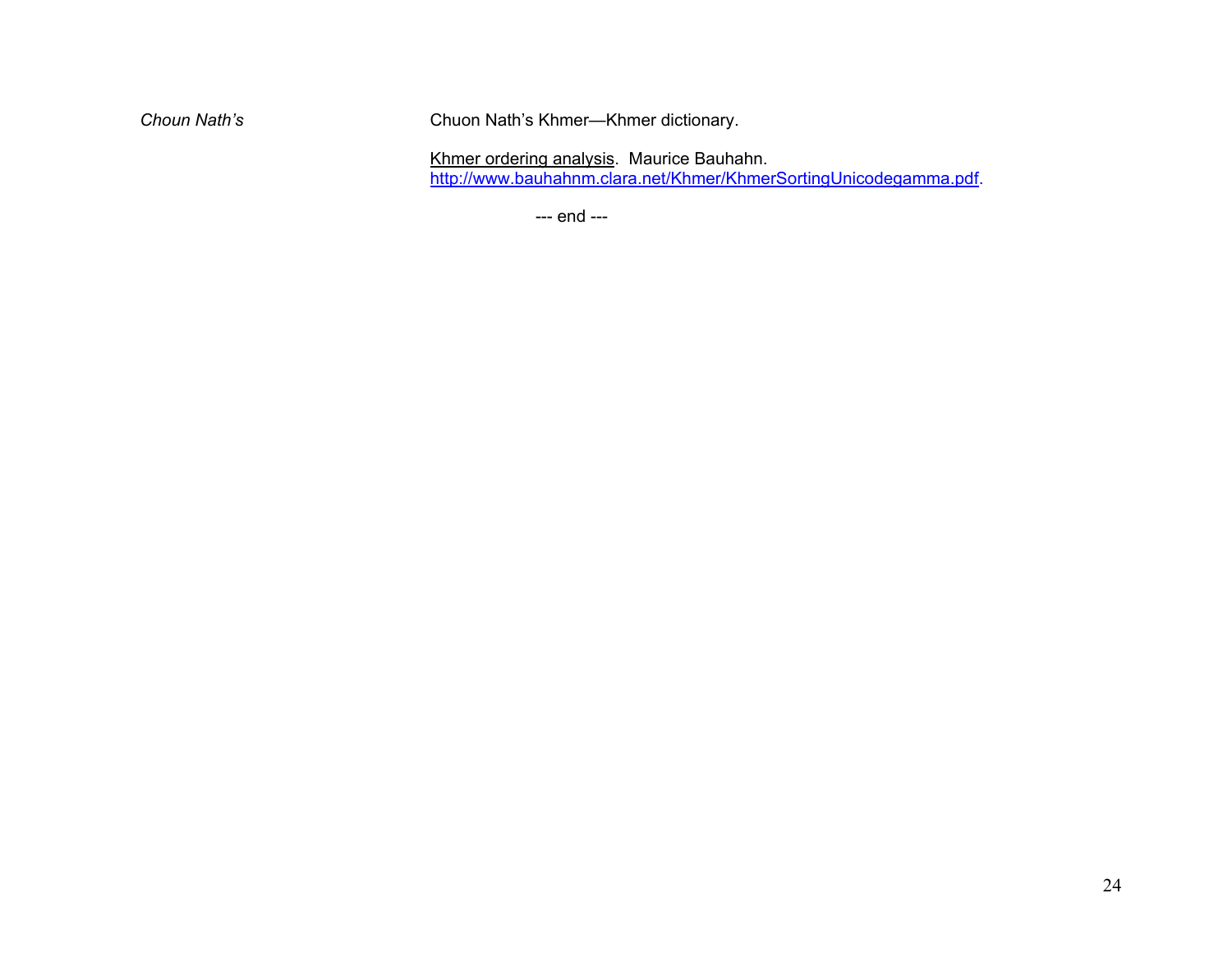| | |
|---|---|
| *Choun Nath's* | Chuon Nath's Khmer—Khmer dictionary. |
| | Khmer ordering analysis. Maurice Bauhahn. http://www.bauhahnm.clara.net/Khmer/KhmerSortingUnicodegamma.pdf. |

--- end ---